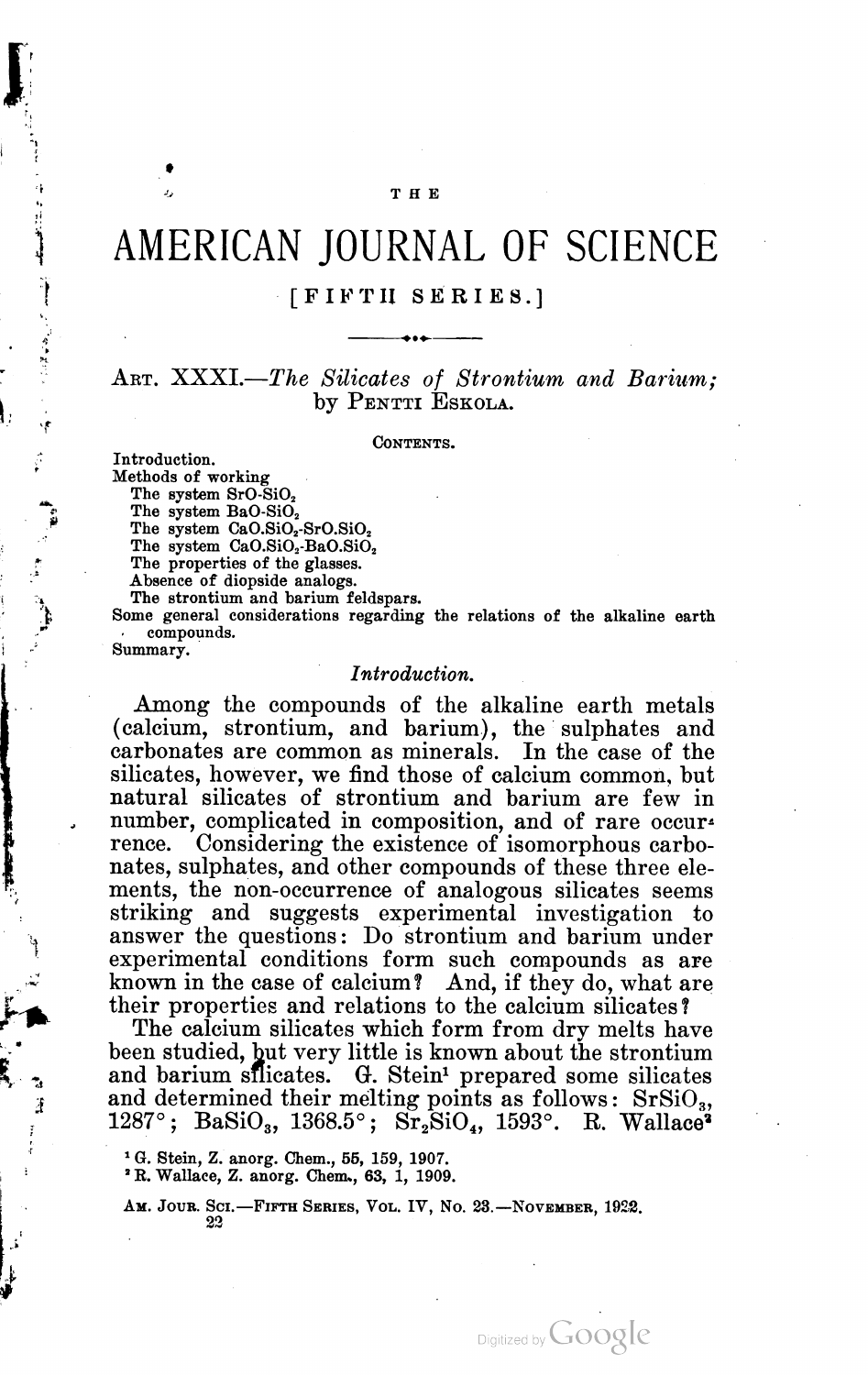THE

# AMERICAN JOURNAL OF SCIENCE

[FIFTH SERIES.]

## ART. XXXI.—*The Silicates of Strontium and Barium*; by PENTTI ESKOLA.

CONTENTS.

Introduction.
Methods of working
  The system $SrO\text{-}SiO_2$
  The system $BaO\text{-}SiO_2$
  The system $CaO.SiO_2\text{-}SrO.SiO_2$
  The system $CaO.SiO_2\text{-}BaO.SiO_2$
  The properties of the glasses.
  Absence of diopside analogs.
  The strontium and barium feldspars.
Some general considerations regarding the relations of the alkaline earth compounds.
Summary.

### *Introduction.*

Among the compounds of the alkaline earth metals (calcium, strontium, and barium), the sulphates and carbonates are common as minerals. In the case of the silicates, however, we find those of calcium common, but natural silicates of strontium and barium are few in number, complicated in composition, and of rare occurrence. Considering the existence of isomorphous carbonates, sulphates, and other compounds of these three elements, the non-occurrence of analogous silicates seems striking and suggests experimental investigation to answer the questions: Do strontium and barium under experimental conditions form such compounds as are known in the case of calcium? And, if they do, what are their properties and relations to the calcium silicates?

The calcium silicates which form from dry melts have been studied, but very little is known about the strontium and barium silicates. G. Stein[1] prepared some silicates and determined their melting points as follows: $SrSiO_3$, 1287°; $BaSiO_3$, 1368.5°; $Sr_2SiO_4$, 1593°. R. Wallace[2]

[1] G. Stein, Z. anorg. Chem., 55, 159, 1907.
[2] R. Wallace, Z. anorg. Chem., 63, 1, 1909.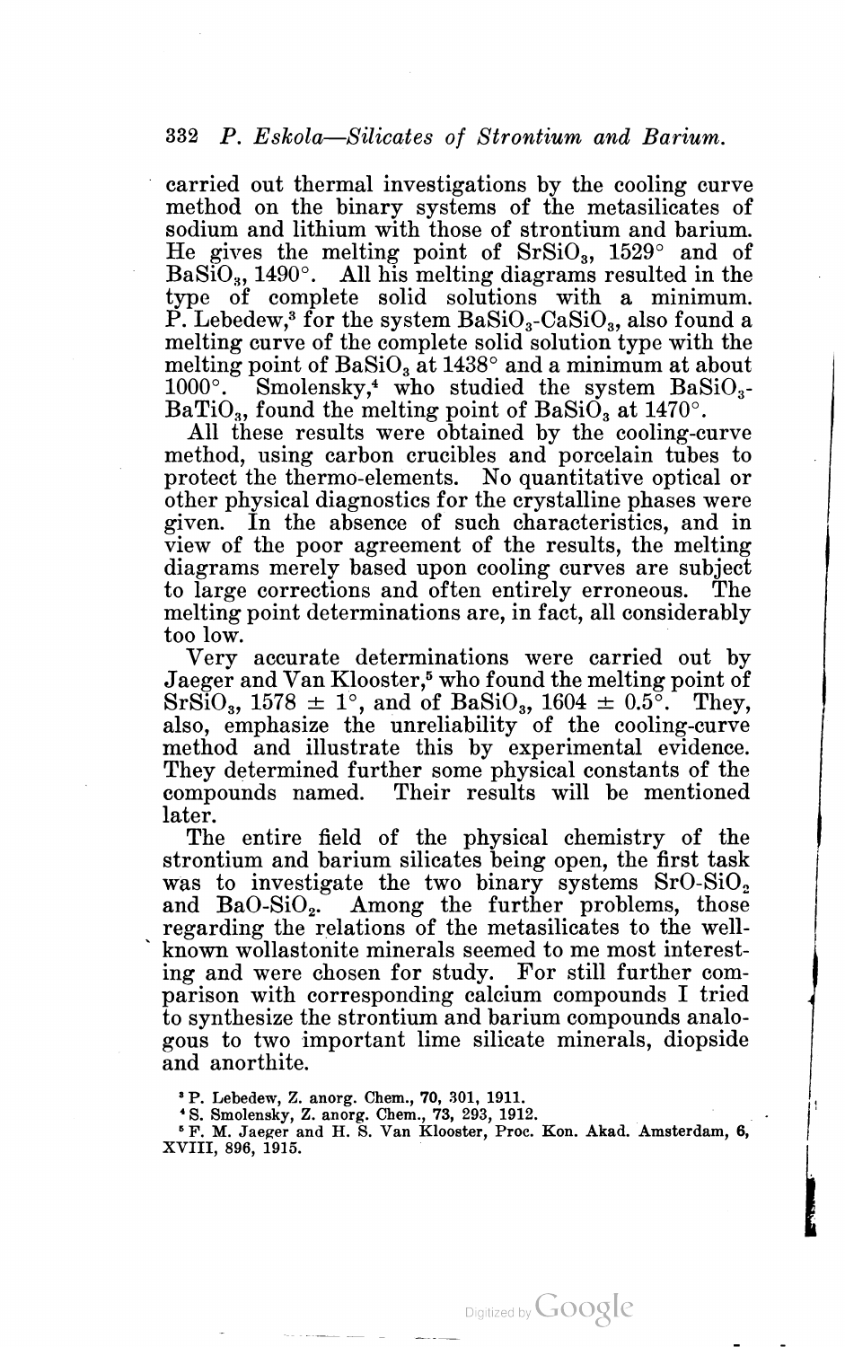carried out thermal investigations by the cooling curve method on the binary systems of the metasilicates of sodium and lithium with those of strontium and barium. He gives the melting point of $SrSiO_3$, 1529° and of $BaSiO_3$, 1490°. All his melting diagrams resulted in the type of complete solid solutions with a minimum. P. Lebedew,[3] for the system $BaSiO_3$-$CaSiO_3$, also found a melting curve of the complete solid solution type with the melting point of $BaSiO_3$ at 1438° and a minimum at about 1000°. Smolensky,[4] who studied the system $BaSiO_3$-$BaTiO_3$, found the melting point of $BaSiO_3$ at 1470°.

All these results were obtained by the cooling-curve method, using carbon crucibles and porcelain tubes to protect the thermo-elements. No quantitative optical or other physical diagnostics for the crystalline phases were given. In the absence of such characteristics, and in view of the poor agreement of the results, the melting diagrams merely based upon cooling curves are subject to large corrections and often entirely erroneous. The melting point determinations are, in fact, all considerably too low.

Very accurate determinations were carried out by Jaeger and Van Klooster,[5] who found the melting point of $SrSiO_3$, 1578 ± 1°, and of $BaSiO_3$, 1604 ± 0.5°. They, also, emphasize the unreliability of the cooling-curve method and illustrate this by experimental evidence. They determined further some physical constants of the compounds named. Their results will be mentioned later.

The entire field of the physical chemistry of the strontium and barium silicates being open, the first task was to investigate the two binary systems $SrO$-$SiO_2$ and $BaO$-$SiO_2$. Among the further problems, those regarding the relations of the metasilicates to the well-known wollastonite minerals seemed to me most interesting and were chosen for study. For still further comparison with corresponding calcium compounds I tried to synthesize the strontium and barium compounds analogous to two important lime silicate minerals, diopside and anorthite.

[3] P. Lebedew, Z. anorg. Chem., **70**, 301, 1911.

[4] S. Smolensky, Z. anorg. Chem., **73**, 293, 1912.

[5] F. M. Jaeger and H. S. Van Klooster, Proc. Kon. Akad. Amsterdam, **6**, XVIII, 896, 1915.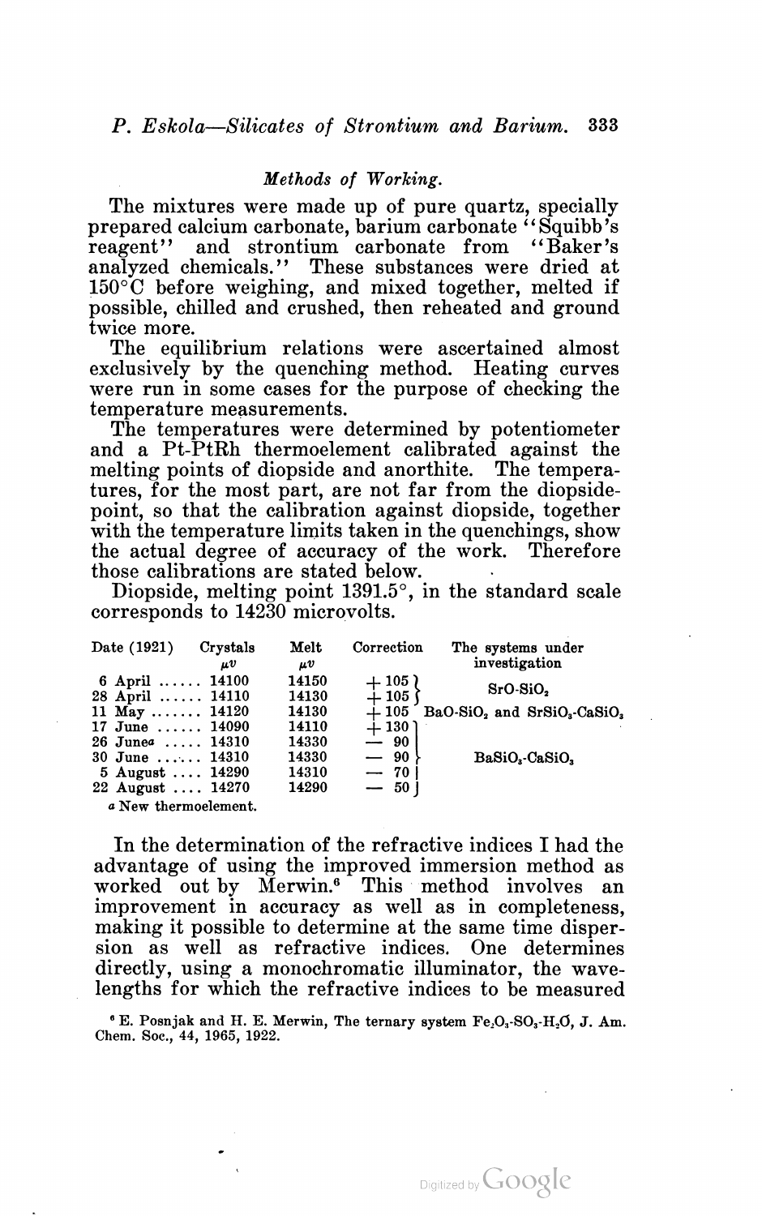### *Methods of Working.*

The mixtures were made up of pure quartz, specially prepared calcium carbonate, barium carbonate "Squibb's reagent" and strontium carbonate from "Baker's analyzed chemicals." These substances were dried at 150°C before weighing, and mixed together, melted if possible, chilled and crushed, then reheated and ground twice more.

The equilibrium relations were ascertained almost exclusively by the quenching method. Heating curves were run in some cases for the purpose of checking the temperature measurements.

The temperatures were determined by potentiometer and a Pt-PtRh thermoelement calibrated against the melting points of diopside and anorthite. The temperatures, for the most part, are not far from the diopside-point, so that the calibration against diopside, together with the temperature limits taken in the quenchings, show the actual degree of accuracy of the work. Therefore those calibrations are stated below.

Diopside, melting point 1391.5°, in the standard scale corresponds to 14230 microvolts.

| Date (1921) | Crystals $\mu v$ | Melt $\mu v$ | Correction | The systems under investigation |
|---|---|---|---|---|
| 6 April ...... | 14100 | 14150 | + 105 | $SrO$-$SiO_2$ |
| 28 April ...... | 14110 | 14130 | + 105 | |
| 11 May ....... | 14120 | 14130 | + 105 | $BaO$-$SiO_2$ and $SrSiO_3$-$CaSiO_3$ |
| 17 June ...... | 14090 | 14110 | + 130 | $BaSiO_3$-$CaSiO_3$ |
| 26 June[a] ..... | 14310 | 14330 | − 90 | |
| 30 June ...... | 14310 | 14330 | − 90 | |
| 5 August .... | 14290 | 14310 | − 70 | |
| 22 August .... | 14270 | 14290 | − 50 | |

[a] New thermoelement.

In the determination of the refractive indices I had the advantage of using the improved immersion method as worked out by Merwin.[6] This method involves an improvement in accuracy as well as in completeness, making it possible to determine at the same time dispersion as well as refractive indices. One determines directly, using a monochromatic illuminator, the wavelengths for which the refractive indices to be measured

[6] E. Posnjak and H. E. Merwin, The ternary system $Fe_2O_3$-$SO_3$-$H_2O$, J. Am. Chem. Soc., 44, 1965, 1922.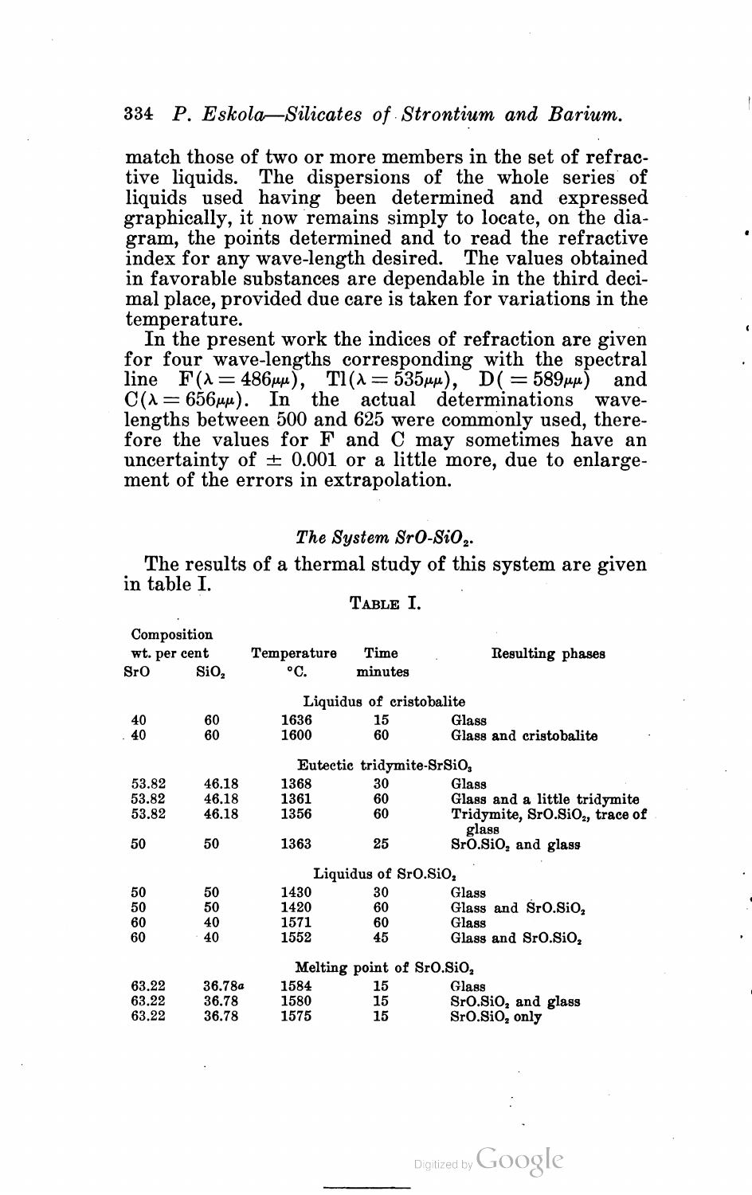match those of two or more members in the set of refractive liquids. The dispersions of the whole series of liquids used having been determined and expressed graphically, it now remains simply to locate, on the diagram, the points determined and to read the refractive index for any wave-length desired. The values obtained in favorable substances are dependable in the third decimal place, provided due care is taken for variations in the temperature.

In the present work the indices of refraction are given for four wave-lengths corresponding with the spectral line F($\lambda = 486\mu\mu$), Tl($\lambda = 535\mu\mu$), D($= 589\mu\mu$) and C($\lambda = 656\mu\mu$). In the actual determinations wave-lengths between 500 and 625 were commonly used, therefore the values for F and C may sometimes have an uncertainty of $\pm$ 0.001 or a little more, due to enlargement of the errors in extrapolation.

### *The System SrO-SiO$_2$.*

The results of a thermal study of this system are given in table I.

TABLE I.

| Composition wt. per cent SrO | SiO$_2$ | Temperature °C. | Time minutes | Resulting phases |
|---|---|---|---|---|
| | | Liquidus of cristobalite | | |
| 40 | 60 | 1636 | 15 | Glass |
| 40 | 60 | 1600 | 60 | Glass and cristobalite |
| | | Eutectic tridymite-SrSiO$_3$ | | |
| 53.82 | 46.18 | 1368 | 30 | Glass |
| 53.82 | 46.18 | 1361 | 60 | Glass and a little tridymite |
| 53.82 | 46.18 | 1356 | 60 | Tridymite, SrO.SiO$_2$, trace of glass |
| 50 | 50 | 1363 | 25 | SrO.SiO$_2$ and glass |
| | | Liquidus of SrO.SiO$_2$ | | |
| 50 | 50 | 1430 | 30 | Glass |
| 50 | 50 | 1420 | 60 | Glass and SrO.SiO$_2$ |
| 60 | 40 | 1571 | 60 | Glass |
| 60 | 40 | 1552 | 45 | Glass and SrO.SiO$_2$ |
| | | Melting point of SrO.SiO$_2$ | | |
| 63.22 | 36.78[a] | 1584 | 15 | Glass |
| 63.22 | 36.78 | 1580 | 15 | SrO.SiO$_2$ and glass |
| 63.22 | 36.78 | 1575 | 15 | SrO.SiO$_2$ only |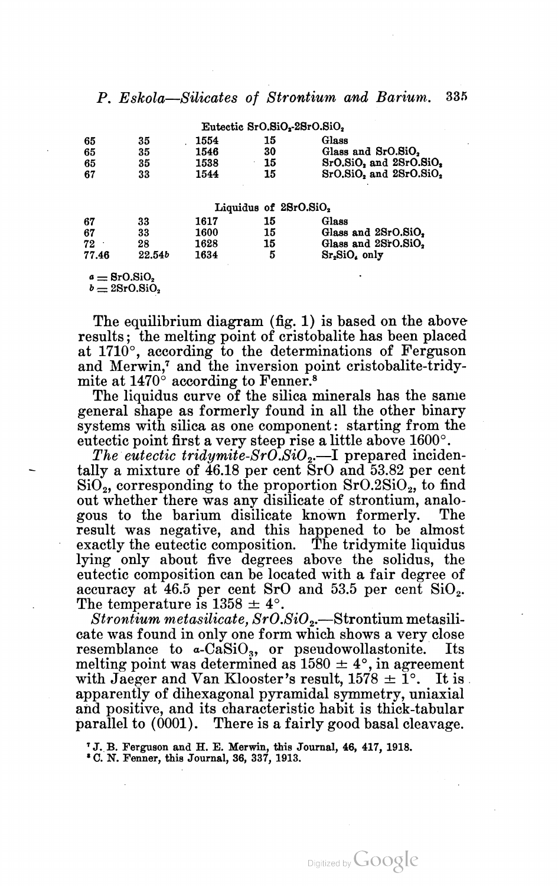| | | | | |
|---|---|---|---|---|
| | | Eutectic $SrO.SiO_2$-$2SrO.SiO_2$ | | |
| 65 | 35 | 1554 | 15 | Glass |
| 65 | 35 | 1546 | 30 | Glass and $SrO.SiO_2$ |
| 65 | 35 | 1538 | 15 | $SrO.SiO_2$ and $2SrO.SiO_2$ |
| 67 | 33 | 1544 | 15 | $SrO.SiO_2$ and $2SrO.SiO_2$ |
| | | Liquidus of $2SrO.SiO_2$ | | |
| 67 | 33 | 1617 | 15 | Glass |
| 67 | 33 | 1600 | 15 | Glass and $2SrO.SiO_2$ |
| 72 | 28 | 1628 | 15 | Glass and $2SrO.SiO_2$ |
| 77.46 | 22.54*b* | 1634 | 5 | $Sr_2SiO_4$ only |

*a* = $SrO.SiO_2$
*b* = $2SrO.SiO_2$

The equilibrium diagram (fig. 1) is based on the above results; the melting point of cristobalite has been placed at 1710°, according to the determinations of Ferguson and Merwin,[7] and the inversion point cristobalite-tridymite at 1470° according to Fenner.[8]

The liquidus curve of the silica minerals has the same general shape as formerly found in all the other binary systems with silica as one component: starting from the eutectic point first a very steep rise a little above 1600°.

*The eutectic tridymite-$SrO.SiO_2$.*—I prepared incidentally a mixture of 46.18 per cent SrO and 53.82 per cent $SiO_2$, corresponding to the proportion $SrO.2SiO_2$, to find out whether there was any disilicate of strontium, analogous to the barium disilicate known formerly. The result was negative, and this happened to be almost exactly the eutectic composition. The tridymite liquidus lying only about five degrees above the solidus, the eutectic composition can be located with a fair degree of accuracy at 46.5 per cent SrO and 53.5 per cent $SiO_2$. The temperature is 1358 ± 4°.

*Strontium metasilicate, $SrO.SiO_2$.*—Strontium metasilicate was found in only one form which shows a very close resemblance to $\alpha$-$CaSiO_3$, or pseudowollastonite. Its melting point was determined as 1580 ± 4°, in agreement with Jaeger and Van Klooster's result, 1578 ± 1°. It is apparently of dihexagonal pyramidal symmetry, uniaxial and positive, and its characteristic habit is thick-tabular parallel to (0001). There is a fairly good basal cleavage.

[7] J. B. Ferguson and H. E. Merwin, this Journal, 46, 417, 1918.

[8] C. N. Fenner, this Journal, 36, 337, 1913.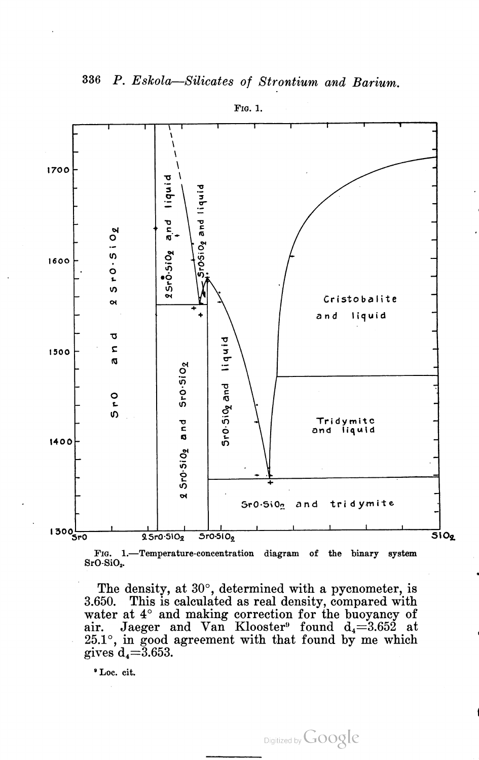Fig. 1.

Fig. 1.—Temperature-concentration diagram of the binary system $SrO$-$SiO_2$.

The density, at 30°, determined with a pycnometer, is 3.650. This is calculated as real density, compared with water at 4° and making correction for the buoyancy of air. Jaeger and Van Klooster[9] found $d_4$=3.652 at 25.1°, in good agreement with that found by me which gives $d_4$=3.653.

[9] Loc. cit.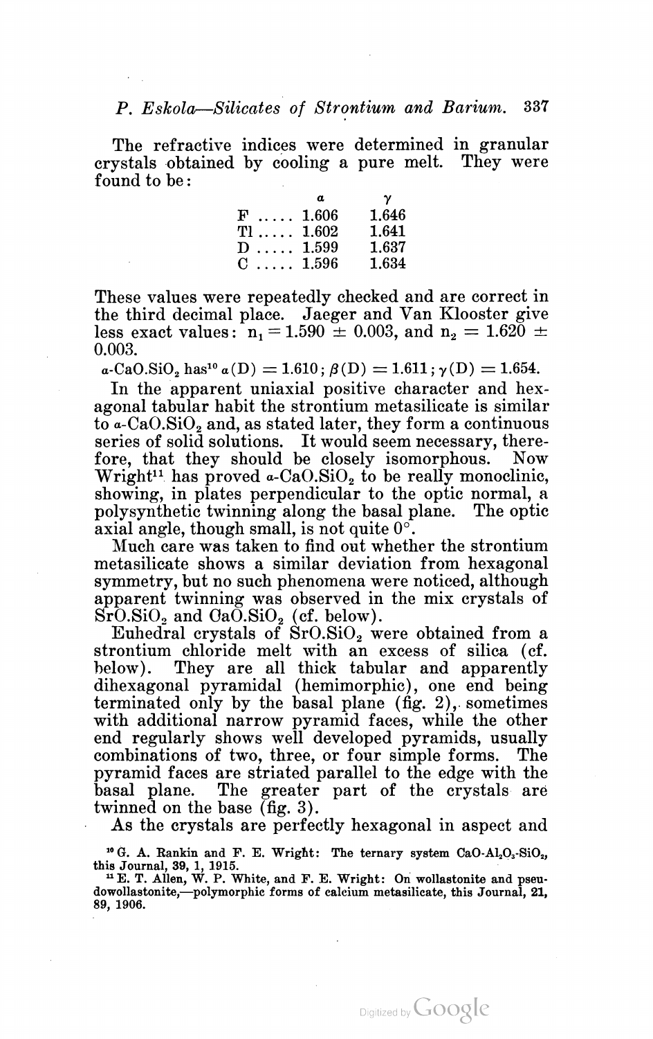The refractive indices were determined in granular crystals obtained by cooling a pure melt. They were found to be:

| | $\alpha$ | $\gamma$ |
|---|---|---|
| F ..... | 1.606 | 1.646 |
| Tl ..... | 1.602 | 1.641 |
| D ..... | 1.599 | 1.637 |
| C ..... | 1.596 | 1.634 |

These values were repeatedly checked and are correct in the third decimal place. Jaeger and Van Klooster give less exact values: $n_1 = 1.590 \pm 0.003$, and $n_2 = 1.620 \pm 0.003$.

$\alpha$-$CaO.SiO_2$ has[10] $\alpha(D) = 1.610$; $\beta(D) = 1.611$; $\gamma(D) = 1.654$.

In the apparent uniaxial positive character and hexagonal tabular habit the strontium metasilicate is similar to $\alpha$-$CaO.SiO_2$ and, as stated later, they form a continuous series of solid solutions. It would seem necessary, therefore, that they should be closely isomorphous. Now Wright[11] has proved $\alpha$-$CaO.SiO_2$ to be really monoclinic, showing, in plates perpendicular to the optic normal, a polysynthetic twinning along the basal plane. The optic axial angle, though small, is not quite 0°.

Much care was taken to find out whether the strontium metasilicate shows a similar deviation from hexagonal symmetry, but no such phenomena were noticed, although apparent twinning was observed in the mix crystals of $SrO.SiO_2$ and $CaO.SiO_2$ (cf. below).

Euhedral crystals of $SrO.SiO_2$ were obtained from a strontium chloride melt with an excess of silica (cf. below). They are all thick tabular and apparently dihexagonal pyramidal (hemimorphic), one end being terminated only by the basal plane (fig. 2), sometimes with additional narrow pyramid faces, while the other end regularly shows well developed pyramids, usually combinations of two, three, or four simple forms. The pyramid faces are striated parallel to the edge with the basal plane. The greater part of the crystals are twinned on the base (fig. 3).

As the crystals are perfectly hexagonal in aspect and

[10] G. A. Rankin and F. E. Wright: The ternary system $CaO$-$Al_2O_3$-$SiO_2$, this Journal, **39**, 1, 1915.

[11] E. T. Allen, W. P. White, and F. E. Wright: On wollastonite and pseudowollastonite,—polymorphic forms of calcium metasilicate, this Journal, **21**, 89, 1906.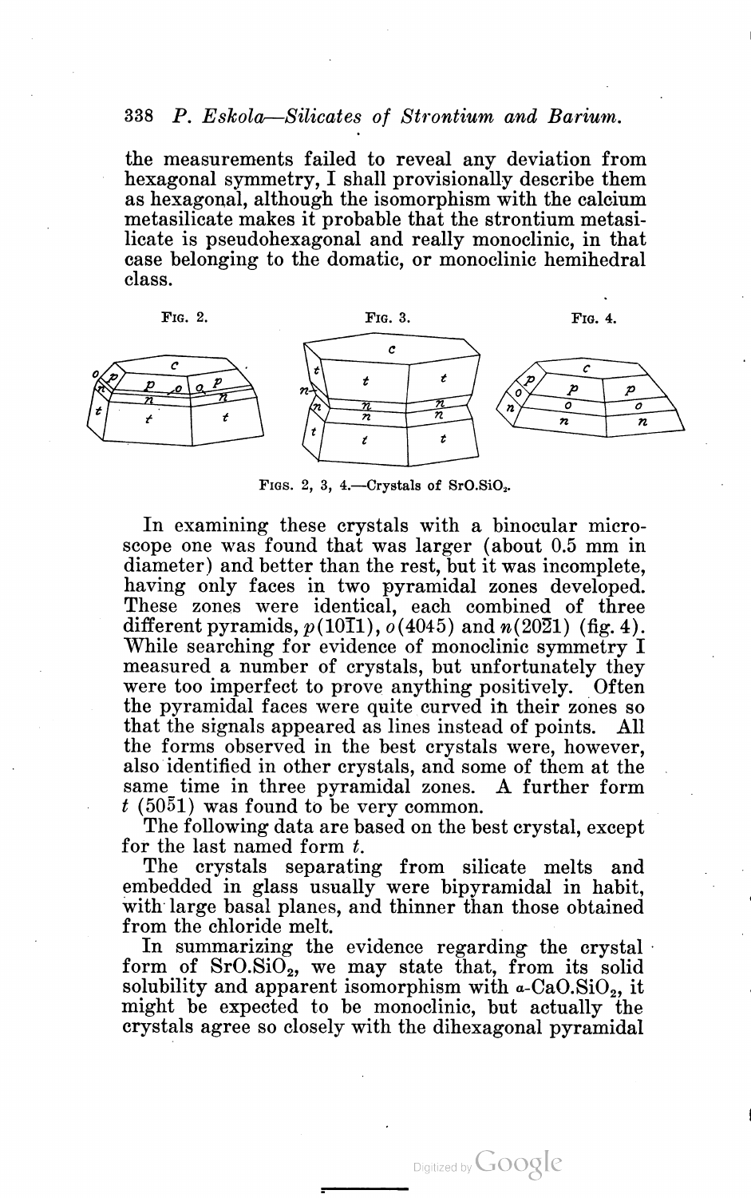the measurements failed to reveal any deviation from hexagonal symmetry, I shall provisionally describe them as hexagonal, although the isomorphism with the calcium metasilicate makes it probable that the strontium metasilicate is pseudohexagonal and really monoclinic, in that case belonging to the domatic, or monoclinic hemihedral class.

FIG. 2. FIG. 3. FIG. 4.

FIGS. 2, 3, 4.—Crystals of $SrO.SiO_2$.

In examining these crystals with a binocular microscope one was found that was larger (about 0.5 mm in diameter) and better than the rest, but it was incomplete, having only faces in two pyramidal zones developed. These zones were identical, each combined of three different pyramids, $p(10\bar{1}1)$, $o(40\bar{4}5)$ and $n(20\bar{2}1)$ (fig. 4). While searching for evidence of monoclinic symmetry I measured a number of crystals, but unfortunately they were too imperfect to prove anything positively. Often the pyramidal faces were quite curved in their zones so that the signals appeared as lines instead of points. All the forms observed in the best crystals were, however, also identified in other crystals, and some of them at the same time in three pyramidal zones. A further form $t$ $(50\bar{5}1)$ was found to be very common.

The following data are based on the best crystal, except for the last named form $t$.

The crystals separating from silicate melts and embedded in glass usually were bipyramidal in habit, with large basal planes, and thinner than those obtained from the chloride melt.

In summarizing the evidence regarding the crystal form of $SrO.SiO_2$, we may state that, from its solid solubility and apparent isomorphism with $\alpha$-$CaO.SiO_2$, it might be expected to be monoclinic, but actually the crystals agree so closely with the dihexagonal pyramidal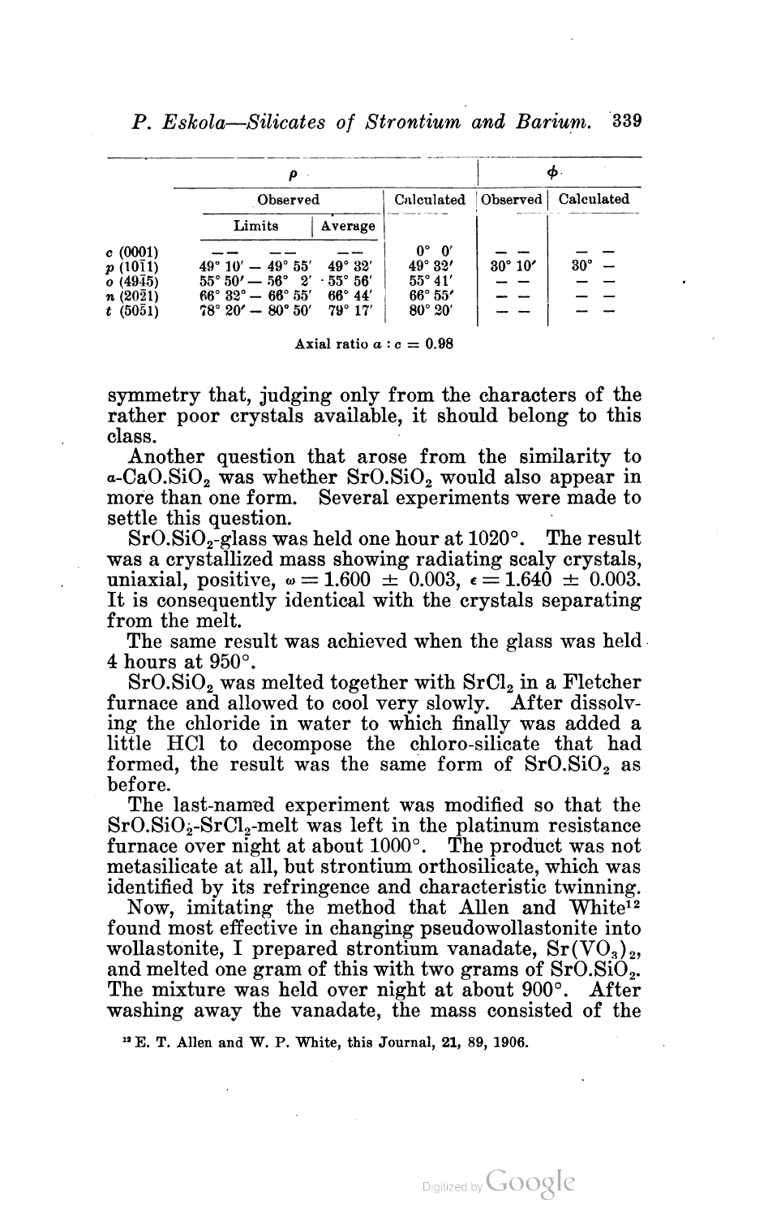| | $\rho$ | | | $\phi$ | |
|---|---|---|---|---|---|
| | Observed | | Calculated | Observed | Calculated |
| | Limits | Average | | | |
| c (0001) | —— —— | —— | 0° 0′ | — — | — — |
| p (10$\bar{1}$1) | 49° 10′ — 49° 55′ | 49° 32′ | 49° 32′ | 30° 10′ | 30° — |
| o (49$\bar{4}$5) | 55° 50′ — 56° 2′ | 55° 56′ | 55° 41′ | — — | — — |
| n (20$\bar{2}$1) | 66° 32° — 66° 55′ | 66° 44′ | 66° 55′ | — — | — — |
| t (50$\bar{5}$1) | 78° 20′ — 80° 50′ | 79° 17′ | 80° 20′ | — — | — — |

Axial ratio $a : c = 0.98$

symmetry that, judging only from the characters of the rather poor crystals available, it should belong to this class.

Another question that arose from the similarity to $\alpha$-$CaO.SiO_2$ was whether $SrO.SiO_2$ would also appear in more than one form. Several experiments were made to settle this question.

$SrO.SiO_2$-glass was held one hour at 1020°. The result was a crystallized mass showing radiating scaly crystals, uniaxial, positive, $\omega = 1.600 \pm 0.003$, $\epsilon = 1.640 \pm 0.003$. It is consequently identical with the crystals separating from the melt.

The same result was achieved when the glass was held 4 hours at 950°.

$SrO.SiO_2$ was melted together with $SrCl_2$ in a Fletcher furnace and allowed to cool very slowly. After dissolving the chloride in water to which finally was added a little HCl to decompose the chloro-silicate that had formed, the result was the same form of $SrO.SiO_2$ as before.

The last-named experiment was modified so that the $SrO.SiO_2$-$SrCl_2$-melt was left in the platinum resistance furnace over night at about 1000°. The product was not metasilicate at all, but strontium orthosilicate, which was identified by its refringence and characteristic twinning.

Now, imitating the method that Allen and White[12] found most effective in changing pseudowollastonite into wollastonite, I prepared strontium vanadate, $Sr(VO_3)_2$, and melted one gram of this with two grams of $SrO.SiO_2$. The mixture was held over night at about 900°. After washing away the vanadate, the mass consisted of the

[12] E. T. Allen and W. P. White, this Journal, 21, 89, 1906.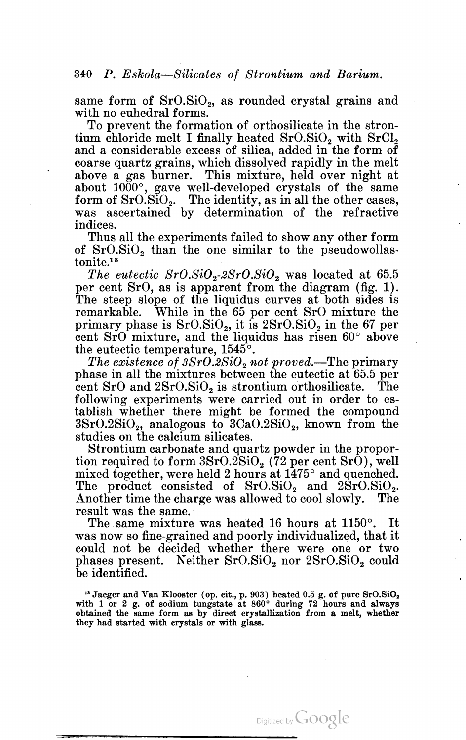same form of $SrO.SiO_2$, as rounded crystal grains and with no euhedral forms.

To prevent the formation of orthosilicate in the strontium chloride melt I finally heated $SrO.SiO_2$ with $SrCl_2$ and a considerable excess of silica, added in the form of coarse quartz grains, which dissolved rapidly in the melt above a gas burner. This mixture, held over night at about 1000°, gave well-developed crystals of the same form of $SrO.SiO_2$. The identity, as in all the other cases, was ascertained by determination of the refractive indices.

Thus all the experiments failed to show any other form of $SrO.SiO_2$ than the one similar to the pseudowollastonite.[13]

*The eutectic $SrO.SiO_2$-$2SrO.SiO_2$* was located at 65.5 per cent SrO, as is apparent from the diagram (fig. 1). The steep slope of the liquidus curves at both sides is remarkable. While in the 65 per cent SrO mixture the primary phase is $SrO.SiO_2$, it is $2SrO.SiO_2$ in the 67 per cent SrO mixture, and the liquidus has risen 60° above the eutectic temperature, 1545°.

*The existence of $3SrO.2SiO_2$ not proved.*—The primary phase in all the mixtures between the eutectic at 65.5 per cent SrO and $2SrO.SiO_2$ is strontium orthosilicate. The following experiments were carried out in order to establish whether there might be formed the compound $3SrO.2SiO_2$, analogous to $3CaO.2SiO_2$, known from the studies on the calcium silicates.

Strontium carbonate and quartz powder in the proportion required to form $3SrO.2SiO_2$ (72 per cent SrO), well mixed together, were held 2 hours at 1475° and quenched. The product consisted of $SrO.SiO_2$ and $2SrO.SiO_2$. Another time the charge was allowed to cool slowly. The result was the same.

The same mixture was heated 16 hours at 1150°. It was now so fine-grained and poorly individualized, that it could not be decided whether there were one or two phases present. Neither $SrO.SiO_2$ nor $2SrO.SiO_2$ could be identified.

[13] Jaeger and Van Klooster (op. cit., p. 903) heated 0.5 g. of pure $SrO.SiO_2$ with 1 or 2 g. of sodium tungstate at 860° during 72 hours and always obtained the same form as by direct crystallization from a melt, whether they had started with crystals or with glass.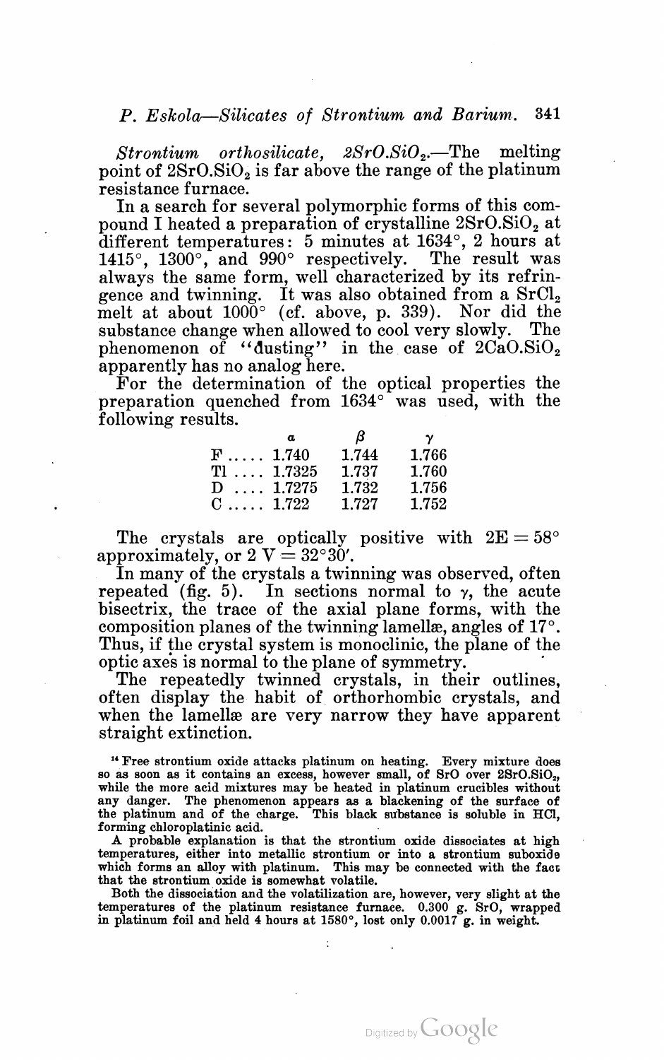*Strontium orthosilicate*, $2SrO.SiO_2$.—The melting point of $2SrO.SiO_2$ is far above the range of the platinum resistance furnace.

In a search for several polymorphic forms of this compound I heated a preparation of crystalline $2SrO.SiO_2$ at different temperatures: 5 minutes at 1634°, 2 hours at 1415°, 1300°, and 990° respectively. The result was always the same form, well characterized by its refringence and twinning. It was also obtained from a $SrCl_2$ melt at about 1000° (cf. above, p. 339). Nor did the substance change when allowed to cool very slowly. The phenomenon of "dusting" in the case of $2CaO.SiO_2$ apparently has no analog here.

For the determination of the optical properties the preparation quenched from 1634° was used, with the following results.

| | $\alpha$ | $\beta$ | $\gamma$ |
|---|---|---|---|
| F ..... | 1.740 | 1.744 | 1.766 |
| Tl .... | 1.7325 | 1.737 | 1.760 |
| D .... | 1.7275 | 1.732 | 1.756 |
| C ..... | 1.722 | 1.727 | 1.752 |

The crystals are optically positive with $2E = 58°$ approximately, or $2V = 32°30'$.

In many of the crystals a twinning was observed, often repeated (fig. 5). In sections normal to $\gamma$, the acute bisectrix, the trace of the axial plane forms, with the composition planes of the twinning lamellæ, angles of 17°. Thus, if the crystal system is monoclinic, the plane of the optic axes is normal to the plane of symmetry.

The repeatedly twinned crystals, in their outlines, often display the habit of orthorhombic crystals, and when the lamellæ are very narrow they have apparent straight extinction.

[14] Free strontium oxide attacks platinum on heating. Every mixture does so as soon as it contains an excess, however small, of SrO over $2SrO.SiO_2$, while the more acid mixtures may be heated in platinum crucibles without any danger. The phenomenon appears as a blackening of the surface of the platinum and of the charge. This black substance is soluble in HCl, forming chloroplatinic acid.

A probable explanation is that the strontium oxide dissociates at high temperatures, either into metallic strontium or into a strontium suboxide which forms an alloy with platinum. This may be connected with the fact that the strontium oxide is somewhat volatile.

Both the dissociation and the volatilization are, however, very slight at the temperatures of the platinum resistance furnace. 0.300 g. SrO, wrapped in platinum foil and held 4 hours at 1580°, lost only 0.0017 g. in weight.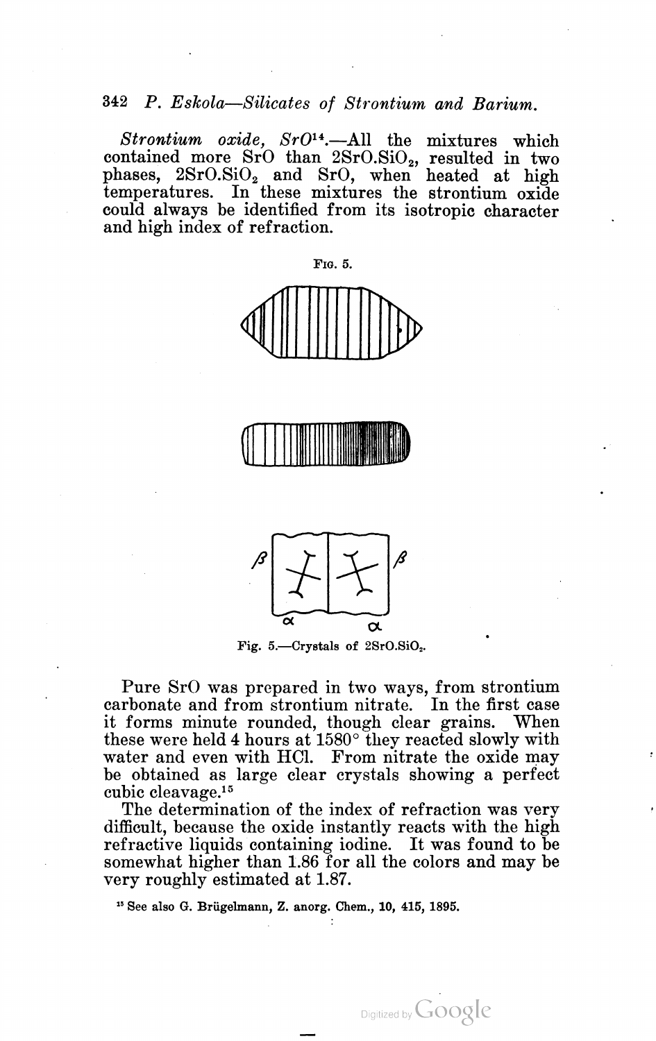*Strontium oxide*, $SrO$[14].—All the mixtures which contained more SrO than $2SrO.SiO_2$, resulted in two phases, $2SrO.SiO_2$ and SrO, when heated at high temperatures. In these mixtures the strontium oxide could always be identified from its isotropic character and high index of refraction.

Fig. 5.

Fig. 5.—Crystals of $2SrO.SiO_2$.

Pure SrO was prepared in two ways, from strontium carbonate and from strontium nitrate. In the first case it forms minute rounded, though clear grains. When these were held 4 hours at 1580° they reacted slowly with water and even with HCl. From nitrate the oxide may be obtained as large clear crystals showing a perfect cubic cleavage.[15]

The determination of the index of refraction was very difficult, because the oxide instantly reacts with the high refractive liquids containing iodine. It was found to be somewhat higher than 1.86 for all the colors and may be very roughly estimated at 1.87.

[15] See also G. Brügelmann, Z. anorg. Chem., 10, 415, 1895.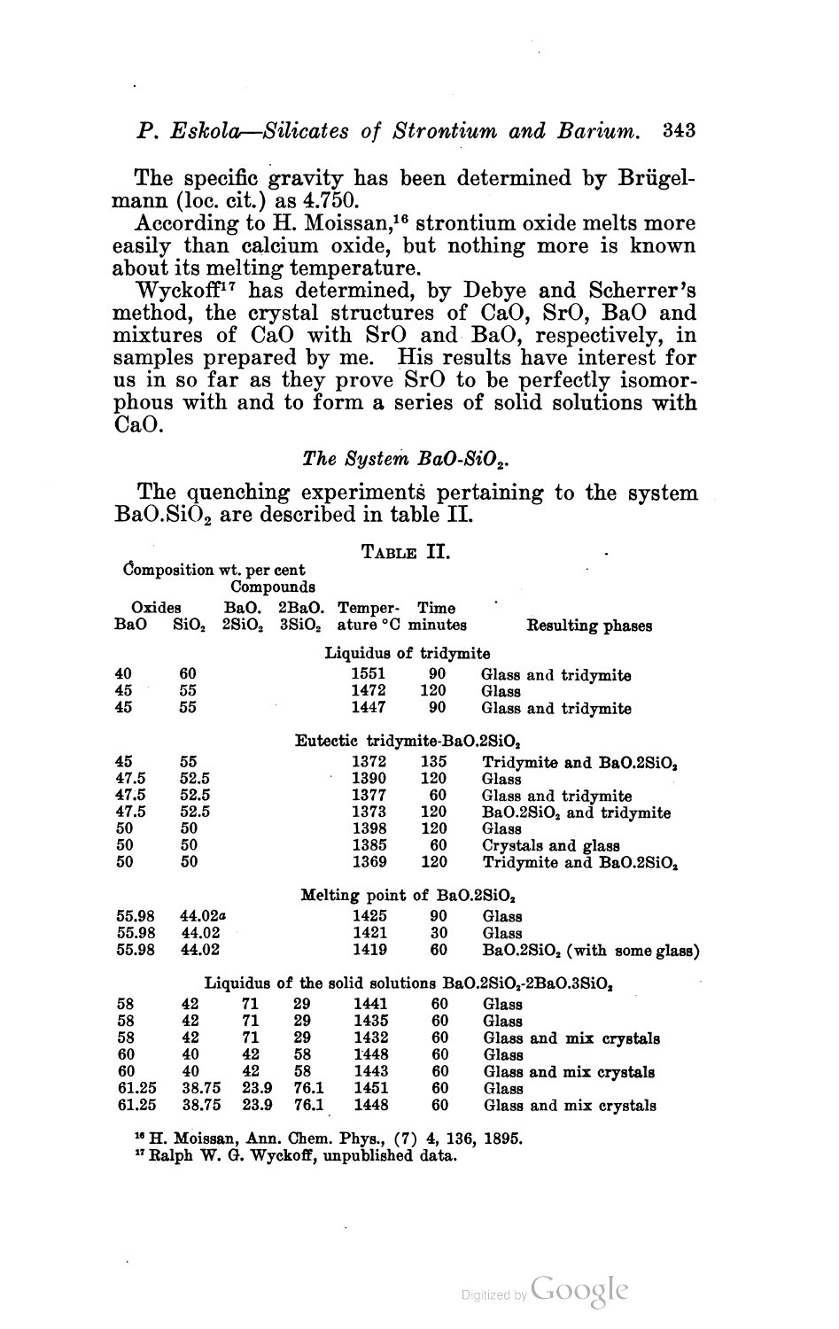The specific gravity has been determined by Brügelmann (loc. cit.) as 4.750.

According to H. Moissan,[16] strontium oxide melts more easily than calcium oxide, but nothing more is known about its melting temperature.

Wyckoff[17] has determined, by Debye and Scherrer's method, the crystal structures of CaO, SrO, BaO and mixtures of CaO with SrO and BaO, respectively, in samples prepared by me. His results have interest for us in so far as they prove SrO to be perfectly isomorphous with and to form a series of solid solutions with CaO.

### *The System $BaO$-$SiO_2$.*

The quenching experiments pertaining to the system $BaO.SiO_2$ are described in table II.

TABLE II.

| Composition wt. per cent | | | | | | |
|---|---|---|---|---|---|---|
| Oxides | | Compounds | | | | |
| BaO | $SiO_2$ | $BaO.2SiO_2$ | $2BaO.3SiO_2$ | Temperature °C | Time minutes | Resulting phases |
| | | | | Liquidus of tridymite | | |
| 40 | 60 | | | 1551 | 90 | Glass and tridymite |
| 45 | 55 | | | 1472 | 120 | Glass |
| 45 | 55 | | | 1447 | 90 | Glass and tridymite |
| | | | | Eutectic tridymite-$BaO.2SiO_2$ | | |
| 45 | 55 | | | 1372 | 135 | Tridymite and $BaO.2SiO_2$ |
| 47.5 | 52.5 | | | 1390 | 120 | Glass |
| 47.5 | 52.5 | | | 1377 | 60 | Glass and tridymite |
| 47.5 | 52.5 | | | 1373 | 120 | $BaO.2SiO_2$ and tridymite |
| 50 | 50 | | | 1398 | 120 | Glass |
| 50 | 50 | | | 1385 | 60 | Crystals and glass |
| 50 | 50 | | | 1369 | 120 | Tridymite and $BaO.2SiO_2$ |
| | | | | Melting point of $BaO.2SiO_2$ | | |
| 55.98 | 44.02[a] | | | 1425 | 90 | Glass |
| 55.98 | 44.02 | | | 1421 | 30 | Glass |
| 55.98 | 44.02 | | | 1419 | 60 | $BaO.2SiO_2$ (with some glass) |
| | | | | Liquidus of the solid solutions $BaO.2SiO_2$-$2BaO.3SiO_2$ | | |
| 58 | 42 | 71 | 29 | 1441 | 60 | Glass |
| 58 | 42 | 71 | 29 | 1435 | 60 | Glass |
| 58 | 42 | 71 | 29 | 1432 | 60 | Glass and mix crystals |
| 60 | 40 | 42 | 58 | 1448 | 60 | Glass |
| 60 | 40 | 42 | 58 | 1443 | 60 | Glass and mix crystals |
| 61.25 | 38.75 | 23.9 | 76.1 | 1451 | 60 | Glass |
| 61.25 | 38.75 | 23.9 | 76.1 | 1448 | 60 | Glass and mix crystals |

[16] H. Moissan, Ann. Chem. Phys., (7) 4, 136, 1895.

[17] Ralph W. G. Wyckoff, unpublished data.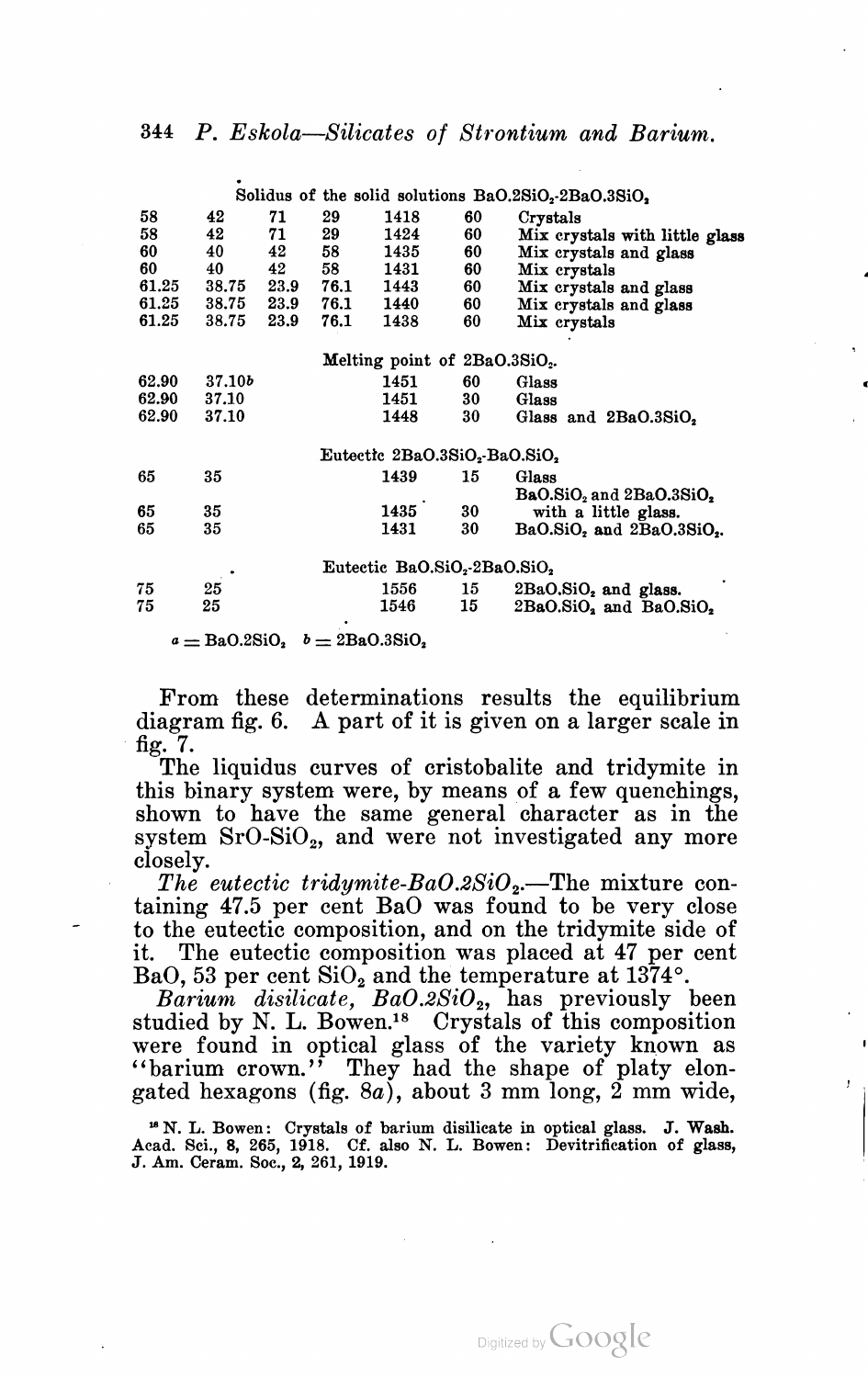| | | | | | | |
|---|---|---|---|---|---|---|
| | | Solidus of the solid solutions $BaO.2SiO_2$-$2BaO.3SiO_2$ | | | | |
| 58 | 42 | 71 | 29 | 1418 | 60 | Crystals |
| 58 | 42 | 71 | 29 | 1424 | 60 | Mix crystals with little glass |
| 60 | 40 | 42 | 58 | 1435 | 60 | Mix crystals and glass |
| 60 | 40 | 42 | 58 | 1431 | 60 | Mix crystals |
| 61.25 | 38.75 | 23.9 | 76.1 | 1443 | 60 | Mix crystals and glass |
| 61.25 | 38.75 | 23.9 | 76.1 | 1440 | 60 | Mix crystals and glass |
| 61.25 | 38.75 | 23.9 | 76.1 | 1438 | 60 | Mix crystals |
| | | | | Melting point of $2BaO.3SiO_2$. | | |
| 62.90 | 37.10*b* | | | 1451 | 60 | Glass |
| 62.90 | 37.10 | | | 1451 | 30 | Glass |
| 62.90 | 37.10 | | | 1448 | 30 | Glass and $2BaO.3SiO_2$ |
| | | | | Eutectic $2BaO.3SiO_2$-$BaO.SiO_2$ | | |
| 65 | 35 | | | 1439 | 15 | Glass |
| 65 | 35 | | | 1435 | 30 | $BaO.SiO_2$ and $2BaO.3SiO_2$ with a little glass. |
| 65 | 35 | | | 1431 | 30 | $BaO.SiO_2$ and $2BaO.3SiO_2$. |
| | | | | Eutectic $BaO.SiO_2$-$2BaO.SiO_2$ | | |
| 75 | 25 | | | 1556 | 15 | $2BaO.SiO_2$ and glass. |
| 75 | 25 | | | 1546 | 15 | $2BaO.SiO_2$ and $BaO.SiO_2$ |

*a* = $BaO.2SiO_2$ *b* = $2BaO.3SiO_2$

From these determinations results the equilibrium diagram fig. 6. A part of it is given on a larger scale in fig. 7.

The liquidus curves of cristobalite and tridymite in this binary system were, by means of a few quenchings, shown to have the same general character as in the system $SrO$-$SiO_2$, and were not investigated any more closely.

*The eutectic tridymite-$BaO.2SiO_2$.*—The mixture containing 47.5 per cent BaO was found to be very close to the eutectic composition, and on the tridymite side of it. The eutectic composition was placed at 47 per cent BaO, 53 per cent $SiO_2$ and the temperature at 1374°.

*Barium disilicate, $BaO.2SiO_2$,* has previously been studied by N. L. Bowen.[18] Crystals of this composition were found in optical glass of the variety known as "barium crown." They had the shape of platy elongated hexagons (fig. 8*a*), about 3 mm long, 2 mm wide,

[18] N. L. Bowen: Crystals of barium disilicate in optical glass. J. Wash. Acad. Sci., 8, 265, 1918. Cf. also N. L. Bowen: Devitrification of glass, J. Am. Ceram. Soc., 2, 261, 1919.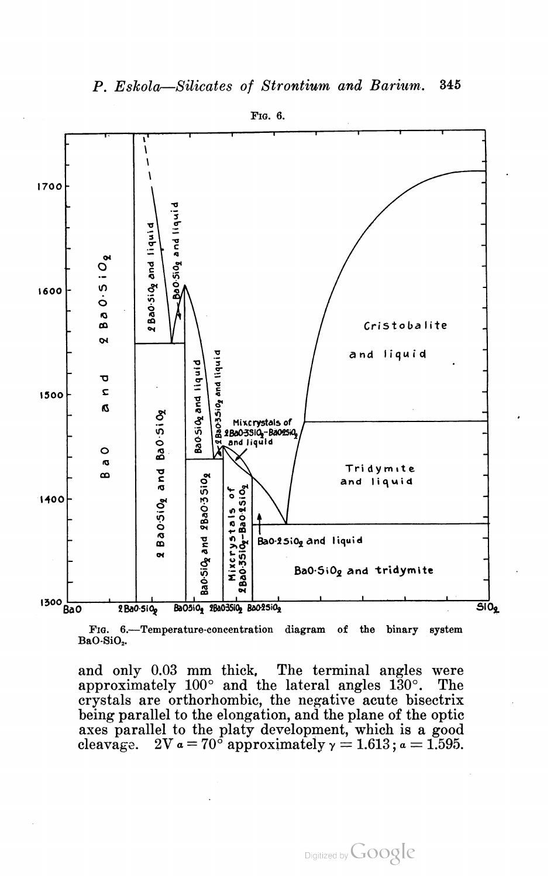FIG. 6.

FIG. 6.—Temperature-concentration diagram of the binary system $BaO$-$SiO_2$.

and only 0.03 mm thick. The terminal angles were approximately 100° and the lateral angles 130°. The crystals are orthorhombic, the negative acute bisectrix being parallel to the elongation, and the plane of the optic axes parallel to the platy development, which is a good cleavage. $2V_\alpha = 70°$ approximately $\gamma = 1.613$; $\alpha = 1.595$.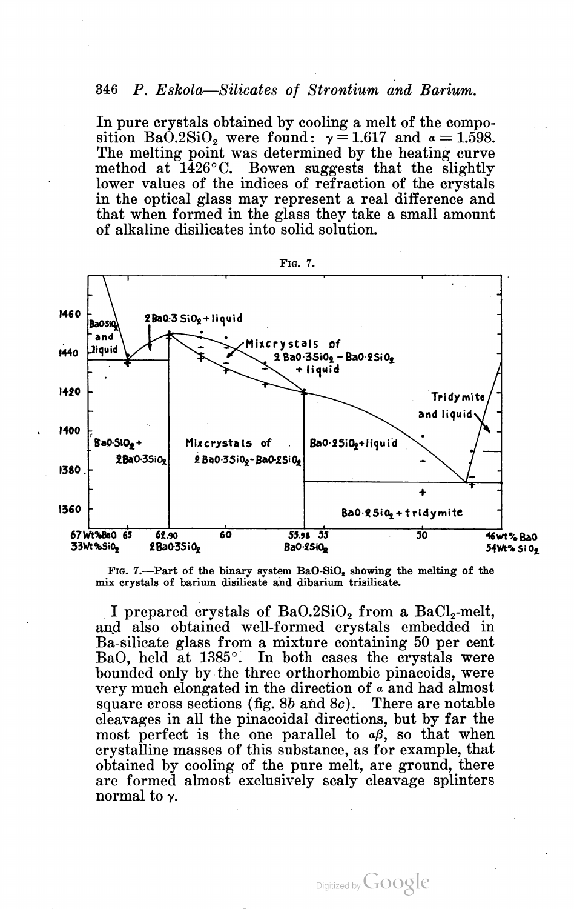In pure crystals obtained by cooling a melt of the composition $BaO.2SiO_2$ were found: $\gamma = 1.617$ and $\alpha = 1.598$. The melting point was determined by the heating curve method at 1426°C. Bowen suggests that the slightly lower values of the indices of refraction of the crystals in the optical glass may represent a real difference and that when formed in the glass they take a small amount of alkaline disilicates into solid solution.

FIG. 7.

FIG. 7.—Part of the binary system $BaO\text{-}SiO_2$ showing the melting of the mix crystals of barium disilicate and dibarium trisilicate.

I prepared crystals of $BaO.2SiO_2$ from a $BaCl_2$-melt, and also obtained well-formed crystals embedded in Ba-silicate glass from a mixture containing 50 per cent BaO, held at 1385°. In both cases the crystals were bounded only by the three orthorhombic pinacoids, were very much elongated in the direction of $\alpha$ and had almost square cross sections (fig. 8*b* and 8*c*). There are notable cleavages in all the pinacoidal directions, but by far the most perfect is the one parallel to $\alpha\beta$, so that when crystalline masses of this substance, as for example, that obtained by cooling of the pure melt, are ground, there are formed almost exclusively scaly cleavage splinters normal to $\gamma$.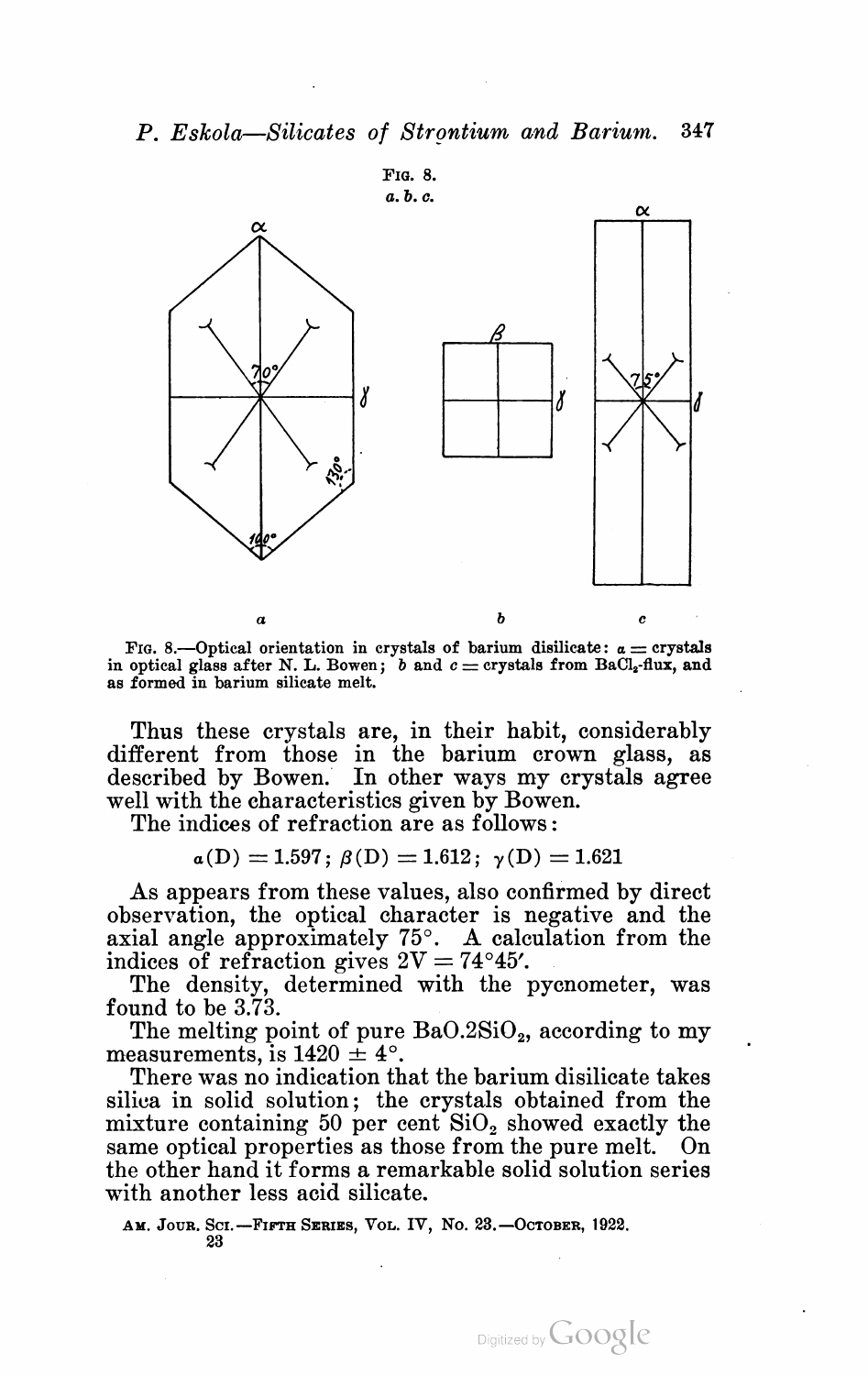FIG. 8.
*a. b. c.*

FIG. 8.—Optical orientation in crystals of barium disilicate: *a* = crystals in optical glass after N. L. Bowen; *b* and *c* = crystals from $BaCl_2$-flux, and as formed in barium silicate melt.

Thus these crystals are, in their habit, considerably different from those in the barium crown glass, as described by Bowen. In other ways my crystals agree well with the characteristics given by Bowen.

The indices of refraction are as follows:

$$\alpha(D) = 1.597;\ \beta(D) = 1.612;\ \gamma(D) = 1.621$$

As appears from these values, also confirmed by direct observation, the optical character is negative and the axial angle approximately 75°. A calculation from the indices of refraction gives $2V = 74°45'$.

The density, determined with the pycnometer, was found to be 3.73.

The melting point of pure $BaO.2SiO_2$, according to my measurements, is 1420 ± 4°.

There was no indication that the barium disilicate takes silica in solid solution; the crystals obtained from the mixture containing 50 per cent $SiO_2$ showed exactly the same optical properties as those from the pure melt. On the other hand it forms a remarkable solid solution series with another less acid silicate.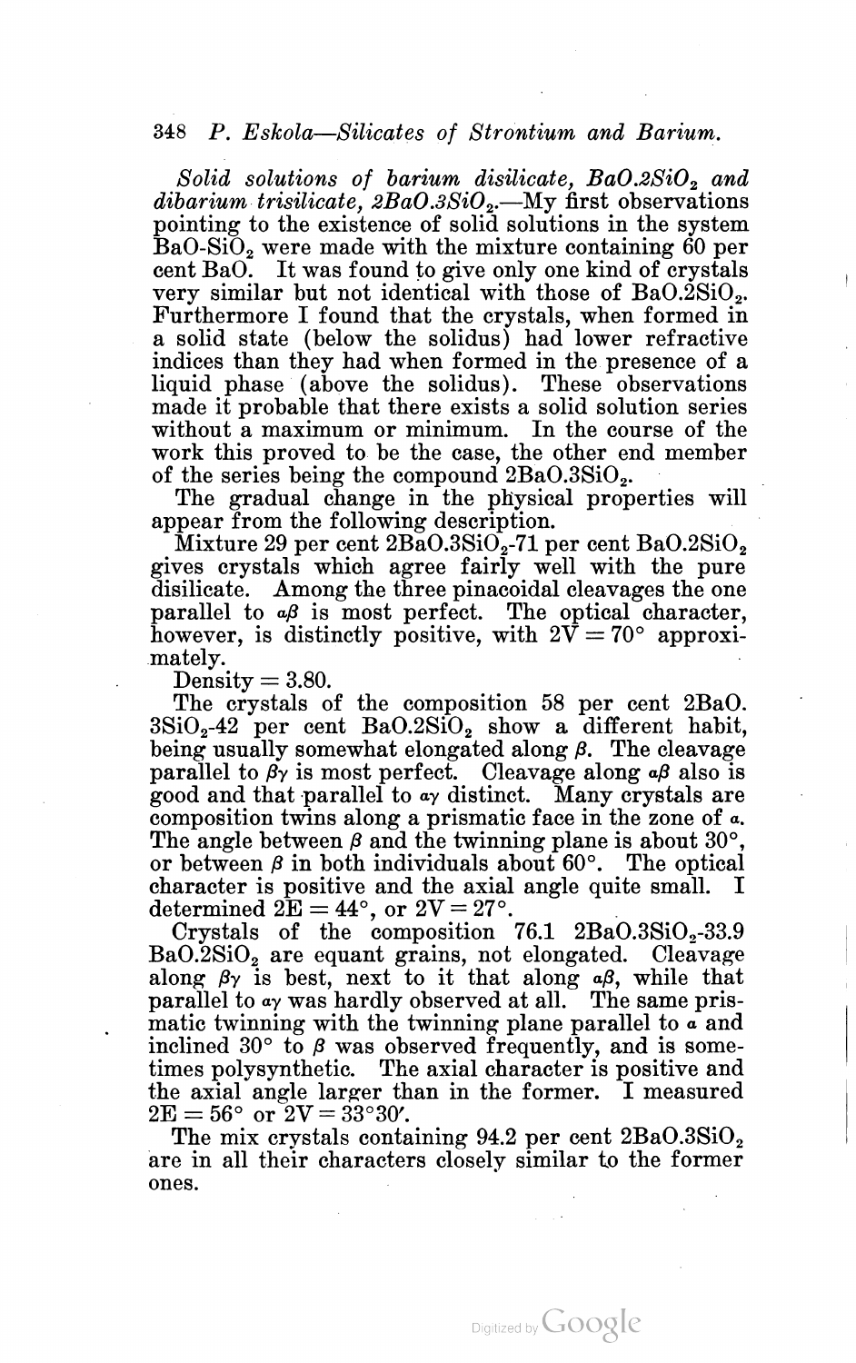*Solid solutions of barium disilicate, $BaO.2SiO_2$ and dibarium trisilicate, $2BaO.3SiO_2$.*—My first observations pointing to the existence of solid solutions in the system $BaO$-$SiO_2$ were made with the mixture containing 60 per cent $BaO$. It was found to give only one kind of crystals very similar but not identical with those of $BaO.2SiO_2$. Furthermore I found that the crystals, when formed in a solid state (below the solidus) had lower refractive indices than they had when formed in the presence of a liquid phase (above the solidus). These observations made it probable that there exists a solid solution series without a maximum or minimum. In the course of the work this proved to be the case, the other end member of the series being the compound $2BaO.3SiO_2$.

The gradual change in the physical properties will appear from the following description.

Mixture 29 per cent $2BaO.3SiO_2$-71 per cent $BaO.2SiO_2$ gives crystals which agree fairly well with the pure disilicate. Among the three pinacoidal cleavages the one parallel to $\alpha\beta$ is most perfect. The optical character, however, is distinctly positive, with $2V = 70°$ approximately.

Density = 3.80.

The crystals of the composition 58 per cent $2BaO.3SiO_2$-42 per cent $BaO.2SiO_2$ show a different habit, being usually somewhat elongated along $\beta$. The cleavage parallel to $\beta\gamma$ is most perfect. Cleavage along $\alpha\beta$ also is good and that parallel to $\alpha\gamma$ distinct. Many crystals are composition twins along a prismatic face in the zone of $\alpha$. The angle between $\beta$ and the twinning plane is about 30°, or between $\beta$ in both individuals about 60°. The optical character is positive and the axial angle quite small. I determined $2E = 44°$, or $2V = 27°$.

Crystals of the composition 76.1 $2BaO.3SiO_2$-33.9 $BaO.2SiO_2$ are equant grains, not elongated. Cleavage along $\beta\gamma$ is best, next to it that along $\alpha\beta$, while that parallel to $\alpha\gamma$ was hardly observed at all. The same prismatic twinning with the twinning plane parallel to $\alpha$ and inclined 30° to $\beta$ was observed frequently, and is sometimes polysynthetic. The axial character is positive and the axial angle larger than in the former. I measured $2E = 56°$ or $2V = 33°30'$.

The mix crystals containing 94.2 per cent $2BaO.3SiO_2$ are in all their characters closely similar to the former ones.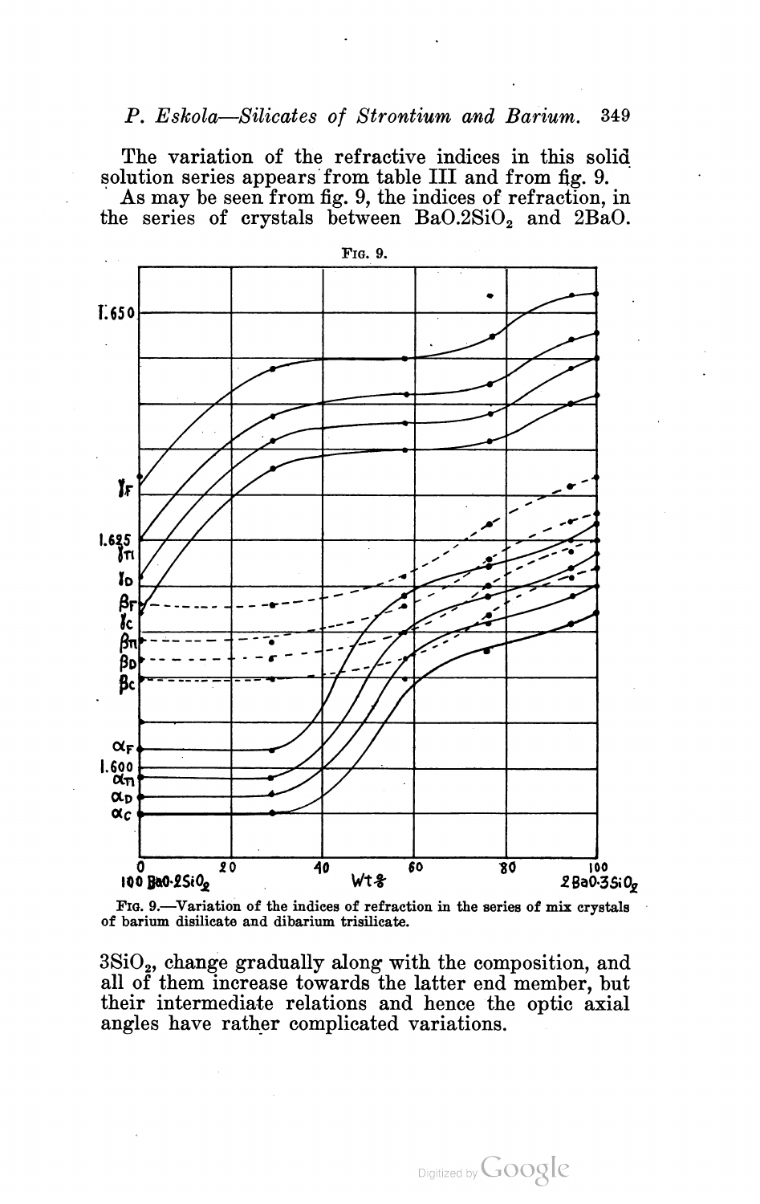The variation of the refractive indices in this solid solution series appears from table III and from fig. 9.

As may be seen from fig. 9, the indices of refraction, in the series of crystals between $BaO.2SiO_2$ and $2BaO.3SiO_2$, change gradually along with the composition, and all of them increase towards the latter end member, but their intermediate relations and hence the optic axial angles have rather complicated variations.

FIG. 9.—Variation of the indices of refraction in the series of mix crystals of barium disilicate and dibarium trisilicate.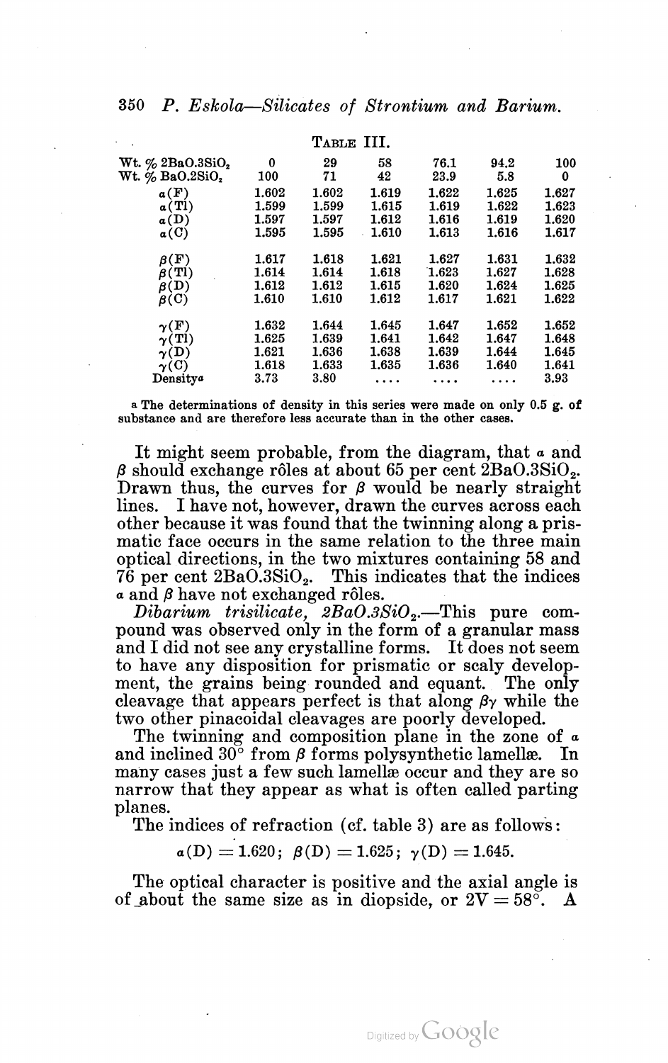TABLE III.

| Wt. % $2BaO.3SiO_2$ | 0 | 29 | 58 | 76.1 | 94.2 | 100 |
|---|---|---|---|---|---|---|
| Wt. % $BaO.2SiO_2$ | 100 | 71 | 42 | 23.9 | 5.8 | 0 |
| $\alpha$(F) | 1.602 | 1.602 | 1.619 | 1.622 | 1.625 | 1.627 |
| $\alpha$(Tl) | 1.599 | 1.599 | 1.615 | 1.619 | 1.622 | 1.623 |
| $\alpha$(D) | 1.597 | 1.597 | 1.612 | 1.616 | 1.619 | 1.620 |
| $\alpha$(C) | 1.595 | 1.595 | 1.610 | 1.613 | 1.616 | 1.617 |
| $\beta$(F) | 1.617 | 1.618 | 1.621 | 1.627 | 1.631 | 1.632 |
| $\beta$(Tl) | 1.614 | 1.614 | 1.618 | 1.623 | 1.627 | 1.628 |
| $\beta$(D) | 1.612 | 1.612 | 1.615 | 1.620 | 1.624 | 1.625 |
| $\beta$(C) | 1.610 | 1.610 | 1.612 | 1.617 | 1.621 | 1.622 |
| $\gamma$(F) | 1.632 | 1.644 | 1.645 | 1.647 | 1.652 | 1.652 |
| $\gamma$(Tl) | 1.625 | 1.639 | 1.641 | 1.642 | 1.647 | 1.648 |
| $\gamma$(D) | 1.621 | 1.636 | 1.638 | 1.639 | 1.644 | 1.645 |
| $\gamma$(C) | 1.618 | 1.633 | 1.635 | 1.636 | 1.640 | 1.641 |
| Density[a] | 3.73 | 3.80 | .... | .... | .... | 3.93 |

[a] The determinations of density in this series were made on only 0.5 g. of substance and are therefore less accurate than in the other cases.

It might seem probable, from the diagram, that $\alpha$ and $\beta$ should exchange rôles at about 65 per cent $2BaO.3SiO_2$. Drawn thus, the curves for $\beta$ would be nearly straight lines. I have not, however, drawn the curves across each other because it was found that the twinning along a prismatic face occurs in the same relation to the three main optical directions, in the two mixtures containing 58 and 76 per cent $2BaO.3SiO_2$. This indicates that the indices $\alpha$ and $\beta$ have not exchanged rôles.

*Dibarium trisilicate, $2BaO.3SiO_2$.*—This pure compound was observed only in the form of a granular mass and I did not see any crystalline forms. It does not seem to have any disposition for prismatic or scaly development, the grains being rounded and equant. The only cleavage that appears perfect is that along $\beta\gamma$ while the two other pinacoidal cleavages are poorly developed.

The twinning and composition plane in the zone of $\alpha$ and inclined 30° from $\beta$ forms polysynthetic lamellæ. In many cases just a few such lamellæ occur and they are so narrow that they appear as what is often called parting planes.

The indices of refraction (cf. table 3) are as follows:

$$\alpha(D) = 1.620; \ \beta(D) = 1.625; \ \gamma(D) = 1.645.$$

The optical character is positive and the axial angle is of about the same size as in diopside, or $2V = 58°$. A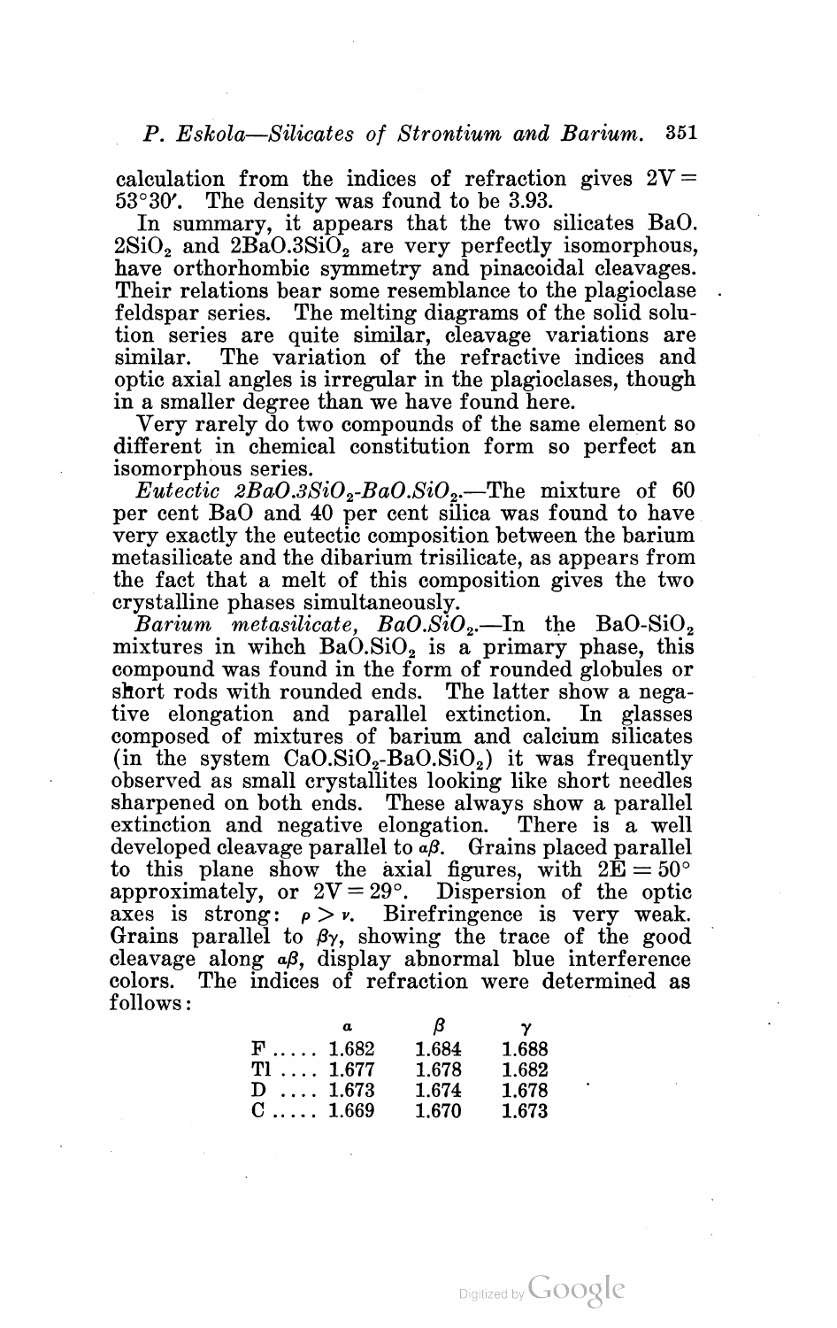calculation from the indices of refraction gives $2V = 53°30'$. The density was found to be 3.93.

In summary, it appears that the two silicates $BaO.2SiO_2$ and $2BaO.3SiO_2$ are very perfectly isomorphous, have orthorhombic symmetry and pinacoidal cleavages. Their relations bear some resemblance to the plagioclase feldspar series. The melting diagrams of the solid solution series are quite similar, cleavage variations are similar. The variation of the refractive indices and optic axial angles is irregular in the plagioclases, though in a smaller degree than we have found here.

Very rarely do two compounds of the same element so different in chemical constitution form so perfect an isomorphous series.

*Eutectic* $2BaO.3SiO_2$-$BaO.SiO_2$.—The mixture of 60 per cent BaO and 40 per cent silica was found to have very exactly the eutectic composition between the barium metasilicate and the dibarium trisilicate, as appears from the fact that a melt of this composition gives the two crystalline phases simultaneously.

*Barium metasilicate*, $BaO.SiO_2$.—In the $BaO$-$SiO_2$ mixtures in wihch $BaO.SiO_2$ is a primary phase, this compound was found in the form of rounded globules or short rods with rounded ends. The latter show a negative elongation and parallel extinction. In glasses composed of mixtures of barium and calcium silicates (in the system $CaO.SiO_2$-$BaO.SiO_2$) it was frequently observed as small crystallites looking like short needles sharpened on both ends. These always show a parallel extinction and negative elongation. There is a well developed cleavage parallel to $\alpha\beta$. Grains placed parallel to this plane show the axial figures, with $2E = 50°$ approximately, or $2V = 29°$. Dispersion of the optic axes is strong: $\rho > \nu$. Birefringence is very weak. Grains parallel to $\beta\gamma$, showing the trace of the good cleavage along $\alpha\beta$, display abnormal blue interference colors. The indices of refraction were determined as follows:

| | $\alpha$ | $\beta$ | $\gamma$ |
|---|---|---|---|
| F | 1.682 | 1.684 | 1.688 |
| Tl | 1.677 | 1.678 | 1.682 |
| D | 1.673 | 1.674 | 1.678 |
| C | 1.669 | 1.670 | 1.673 |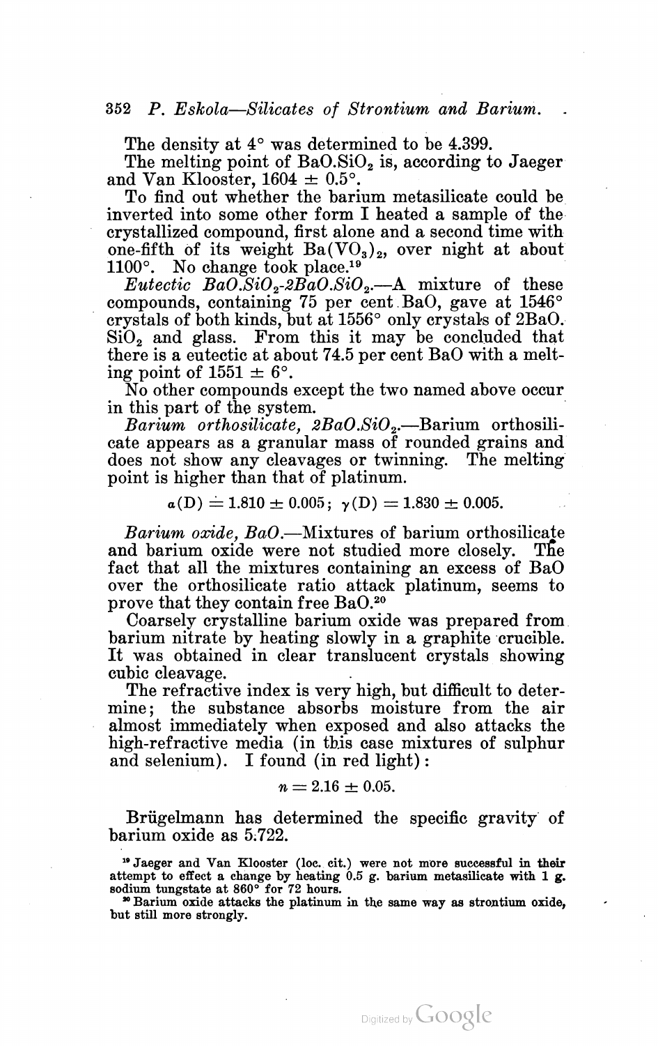The density at 4° was determined to be 4.399.

The melting point of $BaO.SiO_2$ is, according to Jaeger and Van Klooster, 1604 ± 0.5°.

To find out whether the barium metasilicate could be inverted into some other form I heated a sample of the crystallized compound, first alone and a second time with one-fifth of its weight $Ba(VO_3)_2$, over night at about 1100°. No change took place.[19]

*Eutectic $BaO.SiO_2$-$2BaO.SiO_2$.*—A mixture of these compounds, containing 75 per cent BaO, gave at 1546° crystals of both kinds, but at 1556° only crystals of $2BaO.SiO_2$ and glass. From this it may be concluded that there is a eutectic at about 74.5 per cent BaO with a melting point of 1551 ± 6°.

No other compounds except the two named above occur in this part of the system.

*Barium orthosilicate, $2BaO.SiO_2$.*—Barium orthosilicate appears as a granular mass of rounded grains and does not show any cleavages or twinning. The melting point is higher than that of platinum.

$$\alpha(D) \doteq 1.810 \pm 0.005; \; \gamma(D) = 1.830 \pm 0.005.$$

*Barium oxide, BaO.*—Mixtures of barium orthosilicate and barium oxide were not studied more closely. The fact that all the mixtures containing an excess of BaO over the orthosilicate ratio attack platinum, seems to prove that they contain free BaO.[20]

Coarsely crystalline barium oxide was prepared from barium nitrate by heating slowly in a graphite crucible. It was obtained in clear translucent crystals showing cubic cleavage.

The refractive index is very high, but difficult to determine; the substance absorbs moisture from the air almost immediately when exposed and also attacks the high-refractive media (in this case mixtures of sulphur and selenium). I found (in red light):

$$n = 2.16 \pm 0.05.$$

Brügelmann has determined the specific gravity of barium oxide as 5.722.

[19] Jaeger and Van Klooster (loc. cit.) were not more successful in their attempt to effect a change by heating 0.5 g. barium metasilicate with 1 g. sodium tungstate at 860° for 72 hours.

[20] Barium oxide attacks the platinum in the same way as strontium oxide, but still more strongly.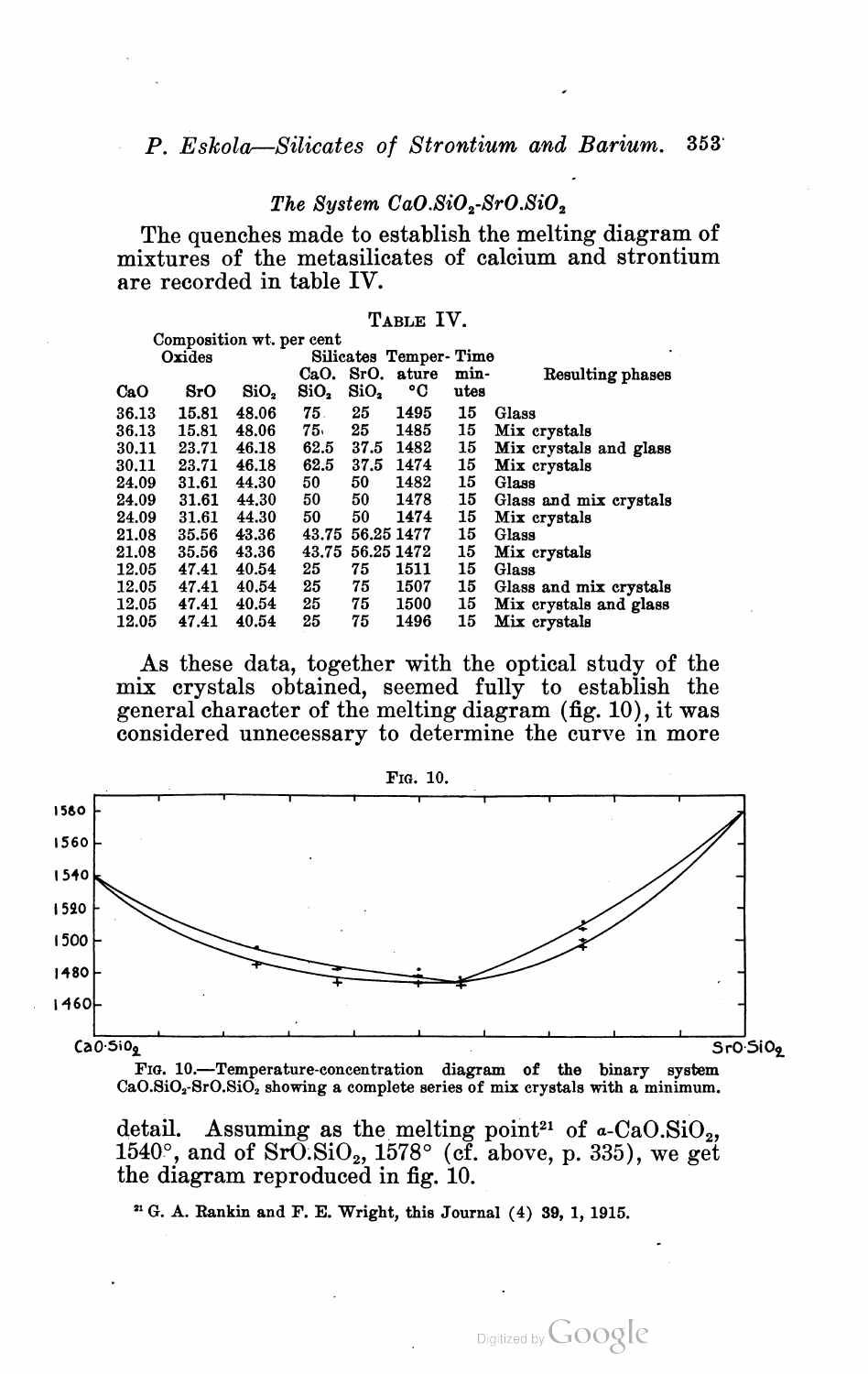### The System $CaO.SiO_2$-$SrO.SiO_2$

The quenches made to establish the melting diagram of mixtures of the metasilicates of calcium and strontium are recorded in table IV.

TABLE IV.

| Composition wt. per cent | | | | | | | |
|---|---|---|---|---|---|---|---|
| Oxides | | | Silicates | | Temperature | Time | Resulting phases |
| CaO | SrO | $SiO_2$ | $CaO.SiO_2$ | $SrO.SiO_2$ | °C | minutes | |
| 36.13 | 15.81 | 48.06 | 75 | 25 | 1495 | 15 | Glass |
| 36.13 | 15.81 | 48.06 | 75 | 25 | 1485 | 15 | Mix crystals |
| 30.11 | 23.71 | 46.18 | 62.5 | 37.5 | 1482 | 15 | Mix crystals and glass |
| 30.11 | 23.71 | 46.18 | 62.5 | 37.5 | 1474 | 15 | Mix crystals |
| 24.09 | 31.61 | 44.30 | 50 | 50 | 1482 | 15 | Glass |
| 24.09 | 31.61 | 44.30 | 50 | 50 | 1478 | 15 | Glass and mix crystals |
| 24.09 | 31.61 | 44.30 | 50 | 50 | 1474 | 15 | Mix crystals |
| 21.08 | 35.56 | 43.36 | 43.75 | 56.25 | 1477 | 15 | Glass |
| 21.08 | 35.56 | 43.36 | 43.75 | 56.25 | 1472 | 15 | Mix crystals |
| 12.05 | 47.41 | 40.54 | 25 | 75 | 1511 | 15 | Glass |
| 12.05 | 47.41 | 40.54 | 25 | 75 | 1507 | 15 | Glass and mix crystals |
| 12.05 | 47.41 | 40.54 | 25 | 75 | 1500 | 15 | Mix crystals and glass |
| 12.05 | 47.41 | 40.54 | 25 | 75 | 1496 | 15 | Mix crystals |

As these data, together with the optical study of the mix crystals obtained, seemed fully to establish the general character of the melting diagram (fig. 10), it was considered unnecessary to determine the curve in more detail. Assuming as the melting point[21] of $\alpha$-$CaO.SiO_2$, 1540°, and of $SrO.SiO_2$, 1578° (cf. above, p. 335), we get the diagram reproduced in fig. 10.

FIG. 10.—Temperature-concentration diagram of the binary system $CaO.SiO_2$-$SrO.SiO_2$ showing a complete series of mix crystals with a minimum.

[21] G. A. Rankin and F. E. Wright, this Journal (4) 39, 1, 1915.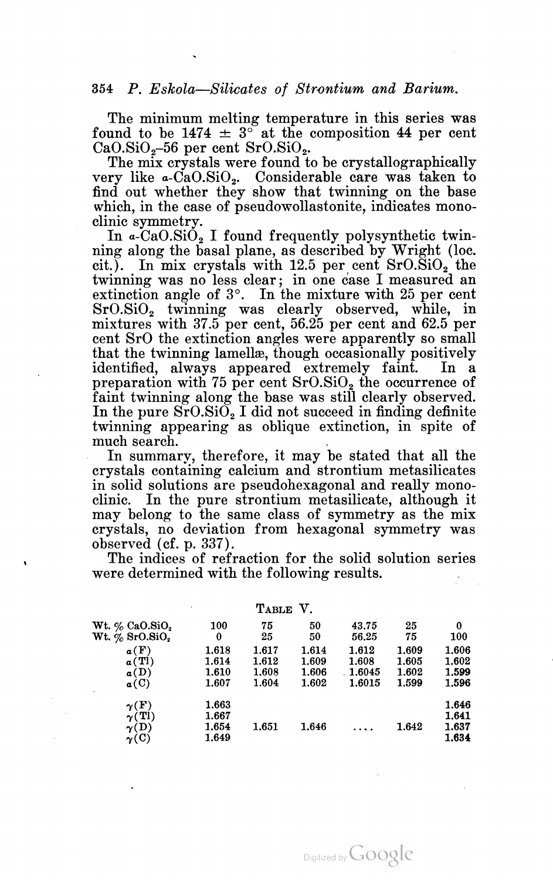The minimum melting temperature in this series was found to be 1474 ± 3° at the composition 44 per cent $CaO.SiO_2$–56 per cent $SrO.SiO_2$.

The mix crystals were found to be crystallographically very like $\alpha$-$CaO.SiO_2$. Considerable care was taken to find out whether they show that twinning on the base which, in the case of pseudowollastonite, indicates monoclinic symmetry.

In $\alpha$-$CaO.SiO_2$ I found frequently polysynthetic twinning along the basal plane, as described by Wright (loc. cit.). In mix crystals with 12.5 per cent $SrO.SiO_2$ the twinning was no less clear; in one case I measured an extinction angle of 3°. In the mixture with 25 per cent $SrO.SiO_2$ twinning was clearly observed, while, in mixtures with 37.5 per cent, 56.25 per cent and 62.5 per cent SrO the extinction angles were apparently so small that the twinning lamellæ, though occasionally positively identified, always appeared extremely faint. In a preparation with 75 per cent $SrO.SiO_2$ the occurrence of faint twinning along the base was still clearly observed. In the pure $SrO.SiO_2$ I did not succeed in finding definite twinning appearing as oblique extinction, in spite of much search.

In summary, therefore, it may be stated that all the crystals containing calcium and strontium metasilicates in solid solutions are pseudohexagonal and really monoclinic. In the pure strontium metasilicate, although it may belong to the same class of symmetry as the mix crystals, no deviation from hexagonal symmetry was observed (cf. p. 337).

The indices of refraction for the solid solution series were determined with the following results.

TABLE V.

| Wt. % $CaO.SiO_2$ | 100 | 75 | 50 | 43.75 | 25 | 0 |
|---|---|---|---|---|---|---|
| Wt. % $SrO.SiO_2$ | 0 | 25 | 50 | 56.25 | 75 | 100 |
| $\alpha$(F) | 1.618 | 1.617 | 1.614 | 1.612 | 1.609 | 1.606 |
| $\alpha$(Tl) | 1.614 | 1.612 | 1.609 | 1.608 | 1.605 | 1.602 |
| $\alpha$(D) | 1.610 | 1.608 | 1.606 | 1.6045 | 1.602 | 1.599 |
| $\alpha$(C) | 1.607 | 1.604 | 1.602 | 1.6015 | 1.599 | 1.596 |
| $\gamma$(F) | 1.663 | | | | | 1.646 |
| $\gamma$(Tl) | 1.667 | | | | | 1.641 |
| $\gamma$(D) | 1.654 | 1.651 | 1.646 | .... | 1.642 | 1.637 |
| $\gamma$(C) | 1.649 | | | | | 1.634 |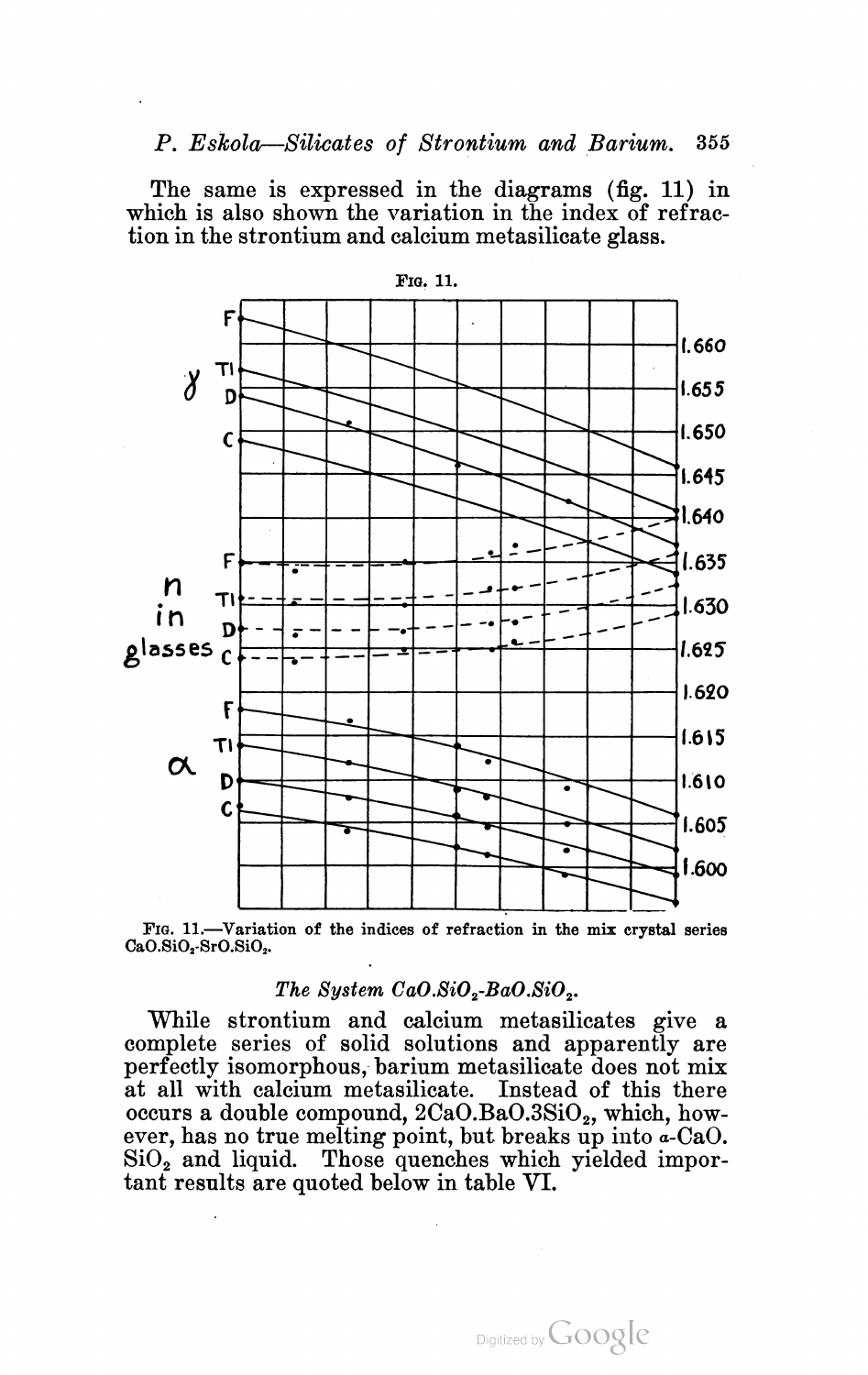The same is expressed in the diagrams (fig. 11) in which is also shown the variation in the index of refraction in the strontium and calcium metasilicate glass.

FIG. 11.—Variation of the indices of refraction in the mix crystal series $CaO.SiO_2$-$SrO.SiO_2$.

### *The System $CaO.SiO_2$-$BaO.SiO_2$.*

While strontium and calcium metasilicates give a complete series of solid solutions and apparently are perfectly isomorphous, barium metasilicate does not mix at all with calcium metasilicate. Instead of this there occurs a double compound, $2CaO.BaO.3SiO_2$, which, however, has no true melting point, but breaks up into $\alpha$-$CaO.SiO_2$ and liquid. Those quenches which yielded important results are quoted below in table VI.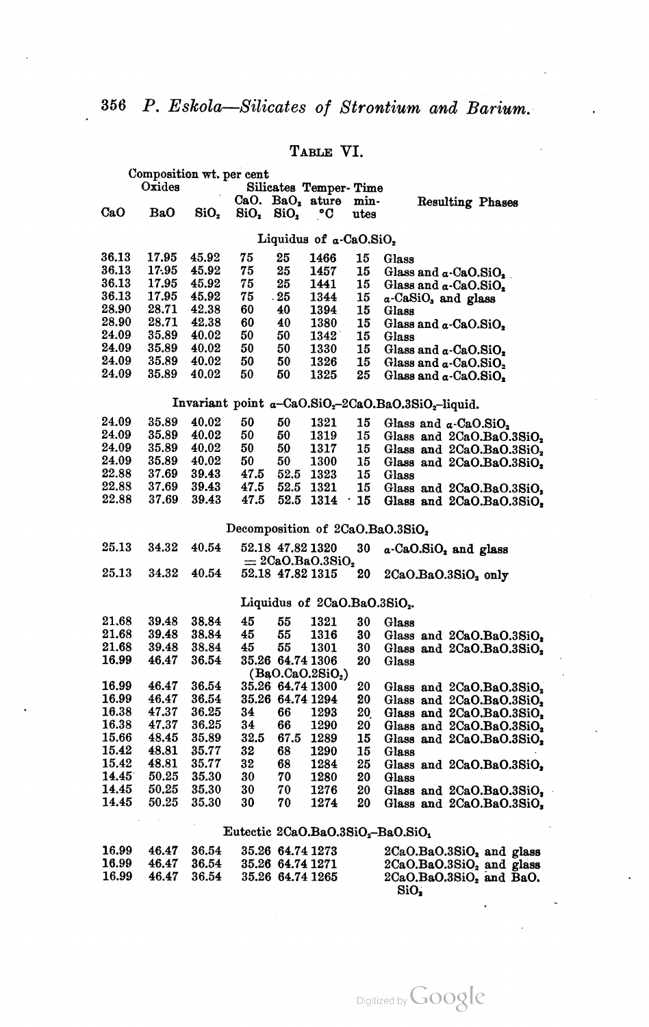## TABLE VI.

| Composition wt. per cent Oxides | | | Silicates | | Temperature °C | Time minutes | Resulting Phases |
|---|---|---|---|---|---|---|---|
| CaO | BaO | $SiO_2$ | $CaO.SiO_2$ | $BaO.SiO_2$ | | | |
| | | | **Liquidus of $\alpha$-$CaO.SiO_2$** | | | | |
| 36.13 | 17.95 | 45.92 | 75 | 25 | 1466 | 15 | Glass |
| 36.13 | 17.95 | 45.92 | 75 | 25 | 1457 | 15 | Glass and $\alpha$-$CaO.SiO_2$ |
| 36.13 | 17.95 | 45.92 | 75 | 25 | 1441 | 15 | Glass and $\alpha$-$CaO.SiO_2$ |
| 36.13 | 17.95 | 45.92 | 75 | 25 | 1344 | 15 | $\alpha$-$CaSiO_3$ and glass |
| 28.90 | 28.71 | 42.38 | 60 | 40 | 1394 | 15 | Glass |
| 28.90 | 28.71 | 42.38 | 60 | 40 | 1380 | 15 | Glass and $\alpha$-$CaO.SiO_2$ |
| 24.09 | 35.89 | 40.02 | 50 | 50 | 1342 | 15 | Glass |
| 24.09 | 35.89 | 40.02 | 50 | 50 | 1330 | 15 | Glass and $\alpha$-$CaO.SiO_2$ |
| 24.09 | 35.89 | 40.02 | 50 | 50 | 1326 | 15 | Glass and $\alpha$-$CaO.SiO_2$ |
| 24.09 | 35.89 | 40.02 | 50 | 50 | 1325 | 25 | Glass and $\alpha$-$CaO.SiO_2$ |
| | | | **Invariant point $\alpha$-$CaO.SiO_2$–$2CaO.BaO.3SiO_2$–liquid.** | | | | |
| 24.09 | 35.89 | 40.02 | 50 | 50 | 1321 | 15 | Glass and $\alpha$-$CaO.SiO_2$ |
| 24.09 | 35.89 | 40.02 | 50 | 50 | 1319 | 15 | Glass and $2CaO.BaO.3SiO_2$ |
| 24.09 | 35.89 | 40.02 | 50 | 50 | 1317 | 15 | Glass and $2CaO.BaO.3SiO_2$ |
| 24.09 | 35.89 | 40.02 | 50 | 50 | 1300 | 15 | Glass and $2CaO.BaO.3SiO_2$ |
| 22.88 | 37.69 | 39.43 | 47.5 | 52.5 | 1323 | 15 | Glass |
| 22.88 | 37.69 | 39.43 | 47.5 | 52.5 | 1321 | 15 | Glass and $2CaO.BaO.3SiO_2$ |
| 22.88 | 37.69 | 39.43 | 47.5 | 52.5 | 1314 | 15 | Glass and $2CaO.BaO.3SiO_2$ |
| | | | **Decomposition of $2CaO.BaO.3SiO_2$** | | | | |
| 25.13 | 34.32 | 40.54 | 52.18 | 47.82 $= 2CaO.BaO.3SiO_2$ | 1320 | 30 | $\alpha$-$CaO.SiO_2$ and glass |
| 25.13 | 34.32 | 40.54 | 52.18 | 47.82 | 1315 | 20 | $2CaO.BaO.3SiO_2$ only |
| | | | **Liquidus of $2CaO.BaO.3SiO_2$.** | | | | |
| 21.68 | 39.48 | 38.84 | 45 | 55 | 1321 | 30 | Glass |
| 21.68 | 39.48 | 38.84 | 45 | 55 | 1316 | 30 | Glass and $2CaO.BaO.3SiO_2$ |
| 21.68 | 39.48 | 38.84 | 45 | 55 | 1301 | 30 | Glass and $2CaO.BaO.3SiO_2$ |
| 16.99 | 46.47 | 36.54 | 35.26 | 64.74 ($BaO.CaO.2SiO_2$) | 1306 | 20 | Glass |
| 16.99 | 46.47 | 36.54 | 35.26 | 64.74 | 1300 | 20 | Glass and $2CaO.BaO.3SiO_2$ |
| 16.99 | 46.47 | 36.54 | 35.26 | 64.74 | 1294 | 20 | Glass and $2CaO.BaO.3SiO_2$ |
| 16.38 | 47.37 | 36.25 | 34 | 66 | 1293 | 20 | Glass and $2CaO.BaO.3SiO_2$ |
| 16.38 | 47.37 | 36.25 | 34 | 66 | 1290 | 20 | Glass and $2CaO.BaO.3SiO_2$ |
| 15.66 | 48.45 | 35.89 | 32.5 | 67.5 | 1289 | 15 | Glass and $2CaO.BaO.3SiO_2$ |
| 15.42 | 48.81 | 35.77 | 32 | 68 | 1290 | 15 | Glass |
| 15.42 | 48.81 | 35.77 | 32 | 68 | 1284 | 25 | Glass and $2CaO.BaO.3SiO_2$ |
| 14.45 | 50.25 | 35.30 | 30 | 70 | 1280 | 20 | Glass |
| 14.45 | 50.25 | 35.30 | 30 | 70 | 1276 | 20 | Glass and $2CaO.BaO.3SiO_2$ |
| 14.45 | 50.25 | 35.30 | 30 | 70 | 1274 | 20 | Glass and $2CaO.BaO.3SiO_2$ |
| | | | **Eutectic $2CaO.BaO.3SiO_2$–$BaO.SiO_2$** | | | | |
| 16.99 | 46.47 | 36.54 | 35.26 | 64.74 | 1273 | | $2CaO.BaO.3SiO_2$ and glass |
| 16.99 | 46.47 | 36.54 | 35.26 | 64.74 | 1271 | | $2CaO.BaO.3SiO_2$ and glass |
| 16.99 | 46.47 | 36.54 | 35.26 | 64.74 | 1265 | | $2CaO.BaO.3SiO_2$ and $BaO.SiO_2$ |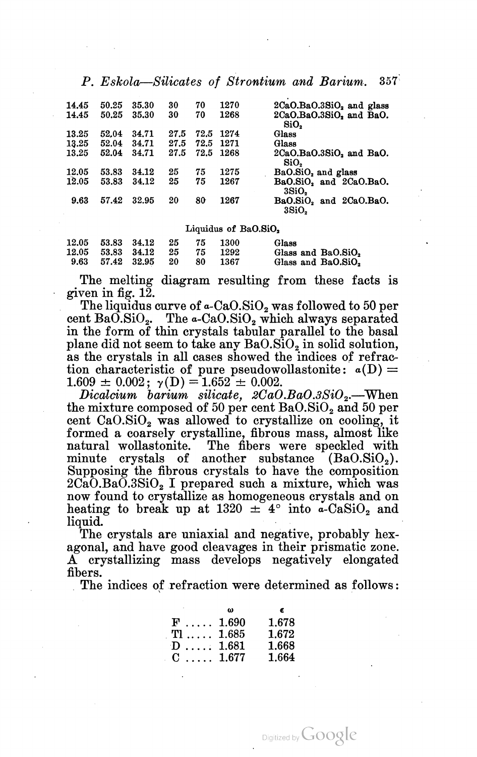| | | | | | | |
|---|---|---|---|---|---|---|
| 14.45 | 50.25 | 35.30 | 30 | 70 | 1270 | $2CaO.BaO.3SiO_2$ and glass |
| 14.45 | 50.25 | 35.30 | 30 | 70 | 1268 | $2CaO.BaO.3SiO_2$ and $BaO.SiO_2$ |
| 13.25 | 52.04 | 34.71 | 27.5 | 72.5 | 1274 | Glass |
| 13.25 | 52.04 | 34.71 | 27.5 | 72.5 | 1271 | Glass |
| 13.25 | 52.04 | 34.71 | 27.5 | 72.5 | 1268 | $2CaO.BaO.3SiO_2$ and $BaO.SiO_2$ |
| 12.05 | 53.83 | 34.12 | 25 | 75 | 1275 | $BaO.SiO_2$ and glass |
| 12.05 | 53.83 | 34.12 | 25 | 75 | 1267 | $BaO.SiO_2$ and $2CaO.BaO.3SiO_2$ |
| 9.63 | 57.42 | 32.95 | 20 | 80 | 1267 | $BaO.SiO_2$ and $2CaO.BaO.3SiO_2$ |
| | | | Liquidus of $BaO.SiO_2$ | | | |
| 12.05 | 53.83 | 34.12 | 25 | 75 | 1300 | Glass |
| 12.05 | 53.83 | 34.12 | 25 | 75 | 1292 | Glass and $BaO.SiO_2$ |
| 9.63 | 57.42 | 32.95 | 20 | 80 | 1367 | Glass and $BaO.SiO_2$ |

The melting diagram resulting from these facts is given in fig. 12.

The liquidus curve of $\alpha$-$CaO.SiO_2$ was followed to 50 per cent $BaO.SiO_2$. The $\alpha$-$CaO.SiO_2$ which always separated in the form of thin crystals tabular parallel to the basal plane did not seem to take any $BaO.SiO_2$ in solid solution, as the crystals in all cases showed the indices of refraction characteristic of pure pseudowollastonite: $\alpha(D) = 1.609 \pm 0.002$; $\gamma(D) = 1.652 \pm 0.002$.

*Dicalcium barium silicate, $2CaO.BaO.3SiO_2$.*—When the mixture composed of 50 per cent $BaO.SiO_2$ and 50 per cent $CaO.SiO_2$ was allowed to crystallize on cooling, it formed a coarsely crystalline, fibrous mass, almost like natural wollastonite. The fibers were speckled with minute crystals of another substance ($BaO.SiO_2$). Supposing the fibrous crystals to have the composition $2CaO.BaO.3SiO_2$ I prepared such a mixture, which was now found to crystallize as homogeneous crystals and on heating to break up at $1320 \pm 4°$ into $\alpha$-$CaSiO_2$ and liquid.

The crystals are uniaxial and negative, probably hexagonal, and have good cleavages in their prismatic zone. A crystallizing mass develops negatively elongated fibers.

The indices of refraction were determined as follows:

| | $\omega$ | $\epsilon$ |
|---|---|---|
| F | 1.690 | 1.678 |
| Tl | 1.685 | 1.672 |
| D | 1.681 | 1.668 |
| C | 1.677 | 1.664 |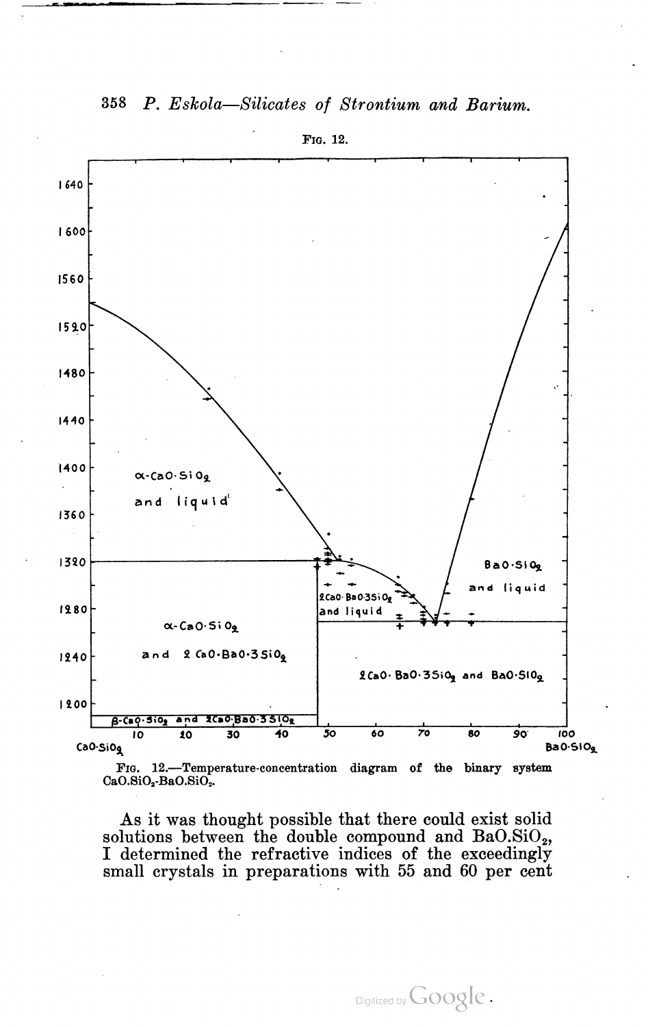FIG. 12.

FIG. 12.—Temperature-concentration diagram of the binary system $CaO.SiO_2$-$BaO.SiO_2$.

As it was thought possible that there could exist solid solutions between the double compound and $BaO.SiO_2$, I determined the refractive indices of the exceedingly small crystals in preparations with 55 and 60 per cent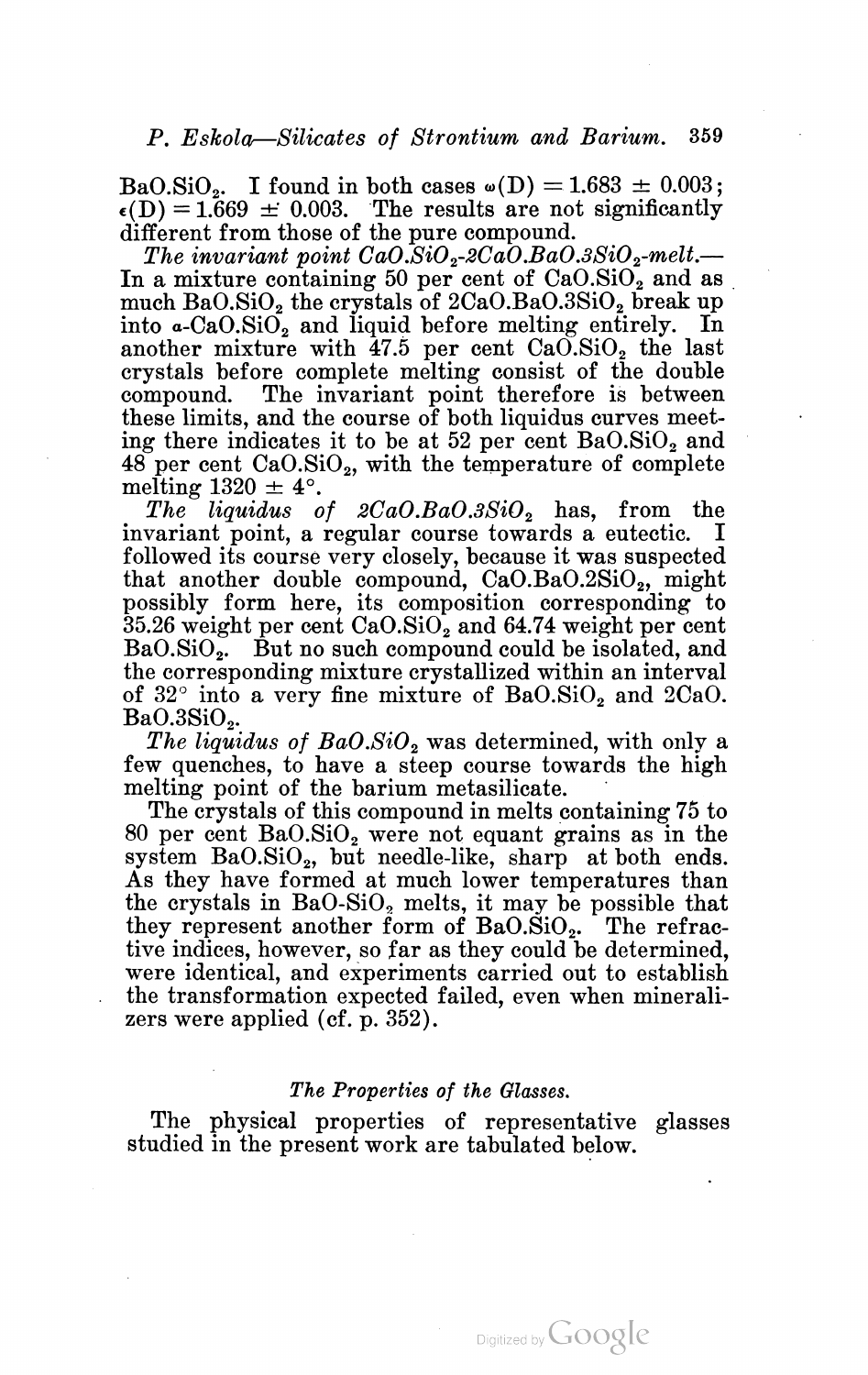$BaO.SiO_2$. I found in both cases $\omega(D) = 1.683 \pm 0.003$; $\epsilon(D) = 1.669 \pm 0.003$. The results are not significantly different from those of the pure compound.

*The invariant point $CaO.SiO_2$-$2CaO.BaO.3SiO_2$-melt.*— In a mixture containing 50 per cent of $CaO.SiO_2$ and as much $BaO.SiO_2$ the crystals of $2CaO.BaO.3SiO_2$ break up into $\alpha$-$CaO.SiO_2$ and liquid before melting entirely. In another mixture with 47.5 per cent $CaO.SiO_2$ the last crystals before complete melting consist of the double compound. The invariant point therefore is between these limits, and the course of both liquidus curves meeting there indicates it to be at 52 per cent $BaO.SiO_2$ and 48 per cent $CaO.SiO_2$, with the temperature of complete melting $1320 \pm 4°$.

*The liquidus of $2CaO.BaO.3SiO_2$* has, from the invariant point, a regular course towards a eutectic. I followed its course very closely, because it was suspected that another double compound, $CaO.BaO.2SiO_2$, might possibly form here, its composition corresponding to 35.26 weight per cent $CaO.SiO_2$ and 64.74 weight per cent $BaO.SiO_2$. But no such compound could be isolated, and the corresponding mixture crystallized within an interval of 32° into a very fine mixture of $BaO.SiO_2$ and $2CaO.BaO.3SiO_2$.

*The liquidus of $BaO.SiO_2$* was determined, with only a few quenches, to have a steep course towards the high melting point of the barium metasilicate.

The crystals of this compound in melts containing 75 to 80 per cent $BaO.SiO_2$ were not equant grains as in the system $BaO.SiO_2$, but needle-like, sharp at both ends. As they have formed at much lower temperatures than the crystals in $BaO$-$SiO_2$ melts, it may be possible that they represent another form of $BaO.SiO_2$. The refractive indices, however, so far as they could be determined, were identical, and experiments carried out to establish the transformation expected failed, even when mineralizers were applied (cf. p. 352).

### *The Properties of the Glasses.*

The physical properties of representative glasses studied in the present work are tabulated below.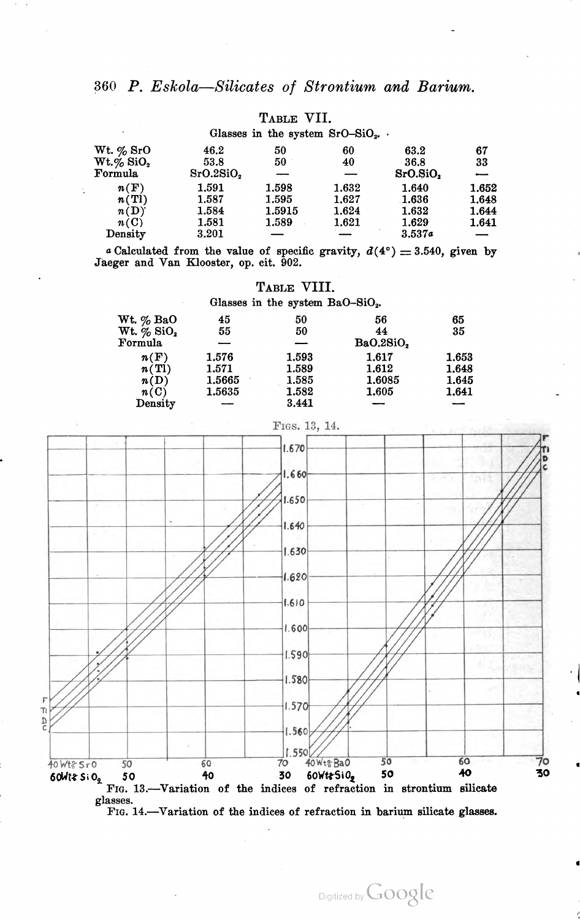TABLE VII.

Glasses in the system $SrO–SiO_2$.

| | | | | | |
|---|---|---|---|---|---|
| Wt. % SrO | 46.2 | 50 | 60 | 63.2 | 67 |
| Wt. % $SiO_2$ | 53.8 | 50 | 40 | 36.8 | 33 |
| Formula | $SrO.2SiO_2$ | — | — | $SrO.SiO_2$ | — |
| $n(F)$ | 1.591 | 1.598 | 1.632 | 1.640 | 1.652 |
| $n(Tl)$ | 1.587 | 1.595 | 1.627 | 1.636 | 1.648 |
| $n(D)$ | 1.584 | 1.5915 | 1.624 | 1.632 | 1.644 |
| $n(C)$ | 1.581 | 1.589 | 1.621 | 1.629 | 1.641 |
| Density | 3.201 | — | — | 3.537[a] | — |

[a] Calculated from the value of specific gravity, $d(4°) = 3.540$, given by Jaeger and Van Klooster, op. cit. 902.

TABLE VIII.

Glasses in the system $BaO–SiO_2$.

| | | | | |
|---|---|---|---|---|
| Wt. % BaO | 45 | 50 | 56 | 65 |
| Wt. % $SiO_2$ | 55 | 50 | 44 | 35 |
| Formula | — | — | $BaO.2SiO_2$ | — |
| $n(F)$ | 1.576 | 1.593 | 1.617 | 1.653 |
| $n(Tl)$ | 1.571 | 1.589 | 1.612 | 1.648 |
| $n(D)$ | 1.5665 | 1.585 | 1.6085 | 1.645 |
| $n(C)$ | 1.5635 | 1.582 | 1.605 | 1.641 |
| Density | — | 3.441 | — | — |

FIGS. 13, 14.

FIG. 13.—Variation of the indices of refraction in strontium silicate glasses.

FIG. 14.—Variation of the indices of refraction in barium silicate glasses.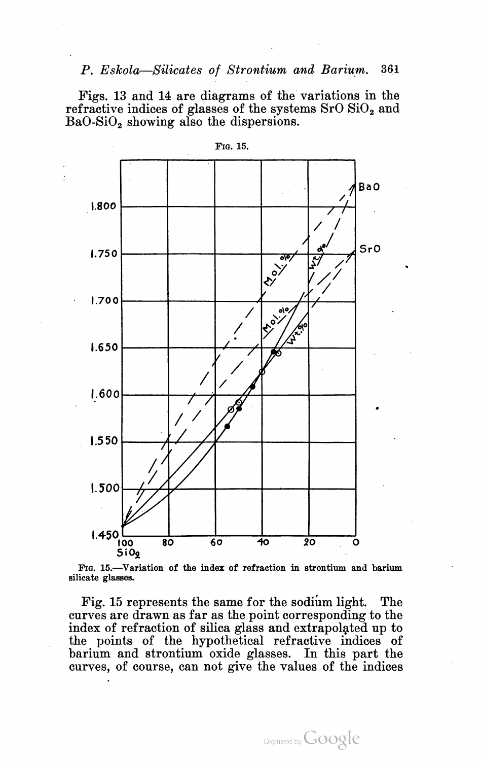Figs. 13 and 14 are diagrams of the variations in the refractive indices of glasses of the systems SrO $SiO_2$ and BaO-$SiO_2$ showing also the dispersions.

FIG. 15.

FIG. 15.—Variation of the index of refraction in strontium and barium silicate glasses.

Fig. 15 represents the same for the sodium light. The curves are drawn as far as the point corresponding to the index of refraction of silica glass and extrapolated up to the points of the hypothetical refractive indices of barium and strontium oxide glasses. In this part the curves, of course, can not give the values of the indices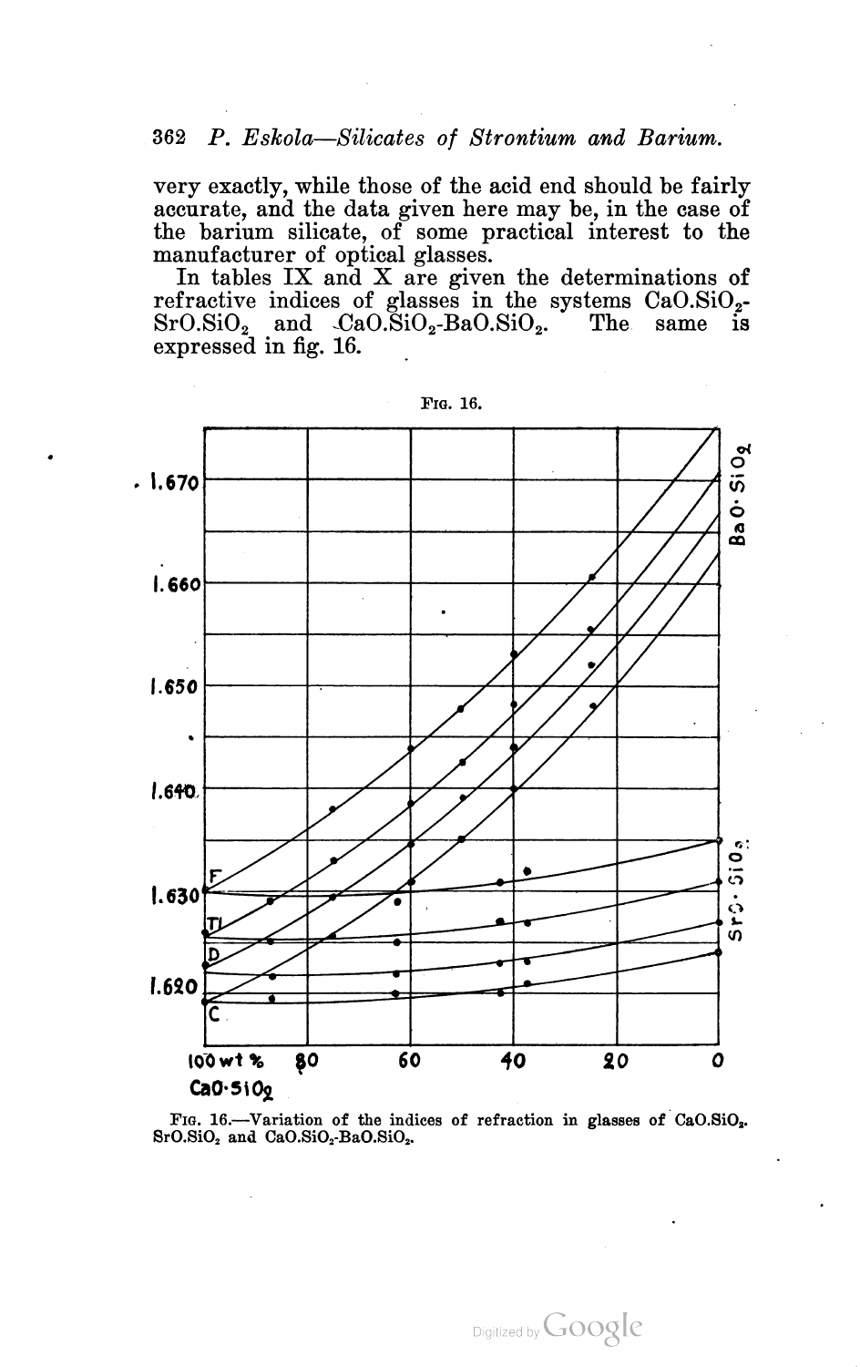very exactly, while those of the acid end should be fairly accurate, and the data given here may be, in the case of the barium silicate, of some practical interest to the manufacturer of optical glasses.

In tables IX and X are given the determinations of refractive indices of glasses in the systems $CaO.SiO_2$-$SrO.SiO_2$ and $CaO.SiO_2$-$BaO.SiO_2$. The same is expressed in fig. 16.

Fig. 16.

Fig. 16.—Variation of the indices of refraction in glasses of $CaO.SiO_2$. $SrO.SiO_2$ and $CaO.SiO_2$-$BaO.SiO_2$.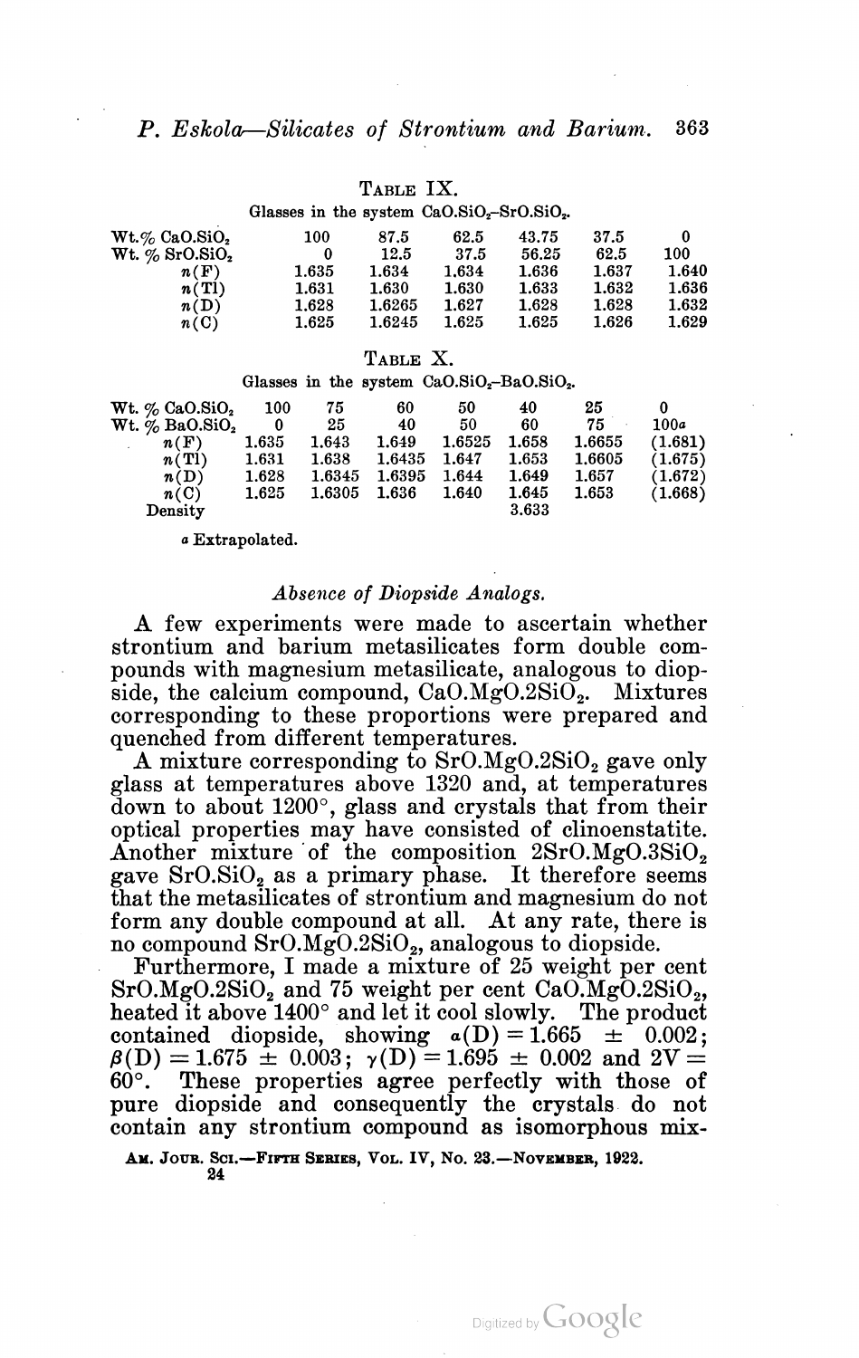TABLE IX.

Glasses in the system $CaO.SiO_2$–$SrO.SiO_2$.

| Wt.% $CaO.SiO_2$ | 100 | 87.5 | 62.5 | 43.75 | 37.5 | 0 |
|---|---|---|---|---|---|---|
| Wt. % $SrO.SiO_2$ | 0 | 12.5 | 37.5 | 56.25 | 62.5 | 100 |
| $n$(F) | 1.635 | 1.634 | 1.634 | 1.636 | 1.637 | 1.640 |
| $n$(Tl) | 1.631 | 1.630 | 1.630 | 1.633 | 1.632 | 1.636 |
| $n$(D) | 1.628 | 1.6265 | 1.627 | 1.628 | 1.628 | 1.632 |
| $n$(C) | 1.625 | 1.6245 | 1.625 | 1.625 | 1.626 | 1.629 |

TABLE X.

Glasses in the system $CaO.SiO_2$–$BaO.SiO_2$.

| Wt. % $CaO.SiO_2$ | 100 | 75 | 60 | 50 | 40 | 25 | 0 |
|---|---|---|---|---|---|---|---|
| Wt. % $BaO.SiO_2$ | 0 | 25 | 40 | 50 | 60 | 75 | 100[a] |
| $n$(F) | 1.635 | 1.643 | 1.649 | 1.6525 | 1.658 | 1.6655 | (1.681) |
| $n$(Tl) | 1.631 | 1.638 | 1.6435 | 1.647 | 1.653 | 1.6605 | (1.675) |
| $n$(D) | 1.628 | 1.6345 | 1.6395 | 1.644 | 1.649 | 1.657 | (1.672) |
| $n$(C) | 1.625 | 1.6305 | 1.636 | 1.640 | 1.645 | 1.653 | (1.668) |
| Density | | | | | 3.633 | | |

[a] Extrapolated.

### *Absence of Diopside Analogs.*

A few experiments were made to ascertain whether strontium and barium metasilicates form double compounds with magnesium metasilicate, analogous to diopside, the calcium compound, $CaO.MgO.2SiO_2$. Mixtures corresponding to these proportions were prepared and quenched from different temperatures.

A mixture corresponding to $SrO.MgO.2SiO_2$ gave only glass at temperatures above 1320 and, at temperatures down to about 1200°, glass and crystals that from their optical properties may have consisted of clinoenstatite. Another mixture of the composition $2SrO.MgO.3SiO_2$ gave $SrO.SiO_2$ as a primary phase. It therefore seems that the metasilicates of strontium and magnesium do not form any double compound at all. At any rate, there is no compound $SrO.MgO.2SiO_2$, analogous to diopside.

Furthermore, I made a mixture of 25 weight per cent $SrO.MgO.2SiO_2$ and 75 weight per cent $CaO.MgO.2SiO_2$, heated it above 1400° and let it cool slowly. The product contained diopside, showing $\alpha(D) = 1.665 \pm 0.002$; $\beta(D) = 1.675 \pm 0.003$; $\gamma(D) = 1.695 \pm 0.002$ and $2V = 60°$. These properties agree perfectly with those of pure diopside and consequently the crystals do not contain any strontium compound as isomorphous mix-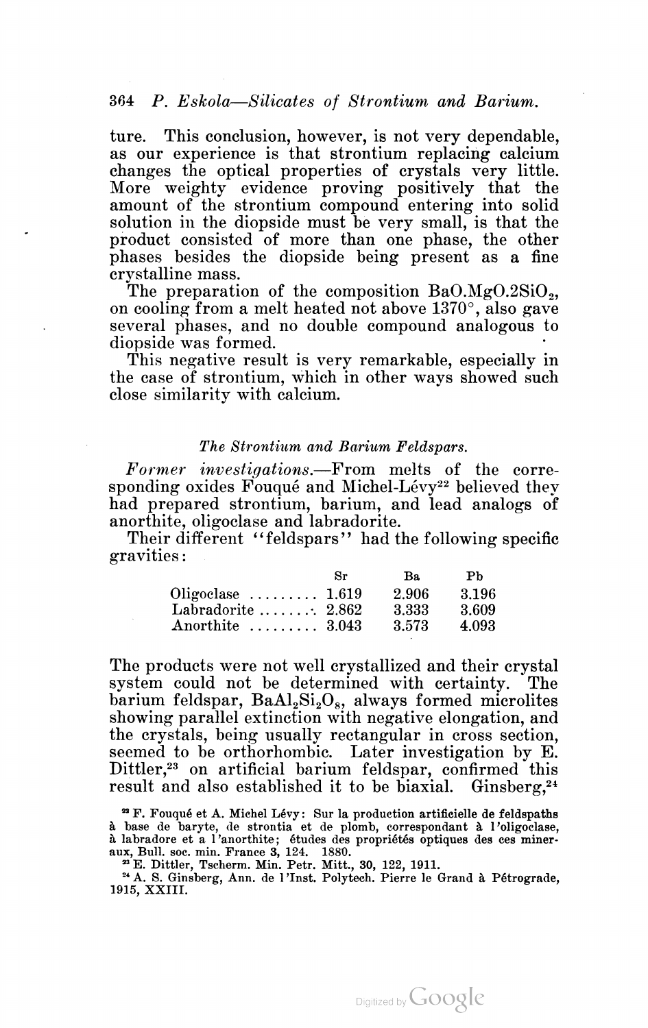ture. This conclusion, however, is not very dependable, as our experience is that strontium replacing calcium changes the optical properties of crystals very little. More weighty evidence proving positively that the amount of the strontium compound entering into solid solution in the diopside must be very small, is that the product consisted of more than one phase, the other phases besides the diopside being present as a fine crystalline mass.

The preparation of the composition $BaO.MgO.2SiO_2$, on cooling from a melt heated not above 1370°, also gave several phases, and no double compound analogous to diopside was formed.

This negative result is very remarkable, especially in the case of strontium, which in other ways showed such close similarity with calcium.

### *The Strontium and Barium Feldspars.*

*Former investigations.*—From melts of the corresponding oxides Fouqué and Michel-Lévy[22] believed they had prepared strontium, barium, and lead analogs of anorthite, oligoclase and labradorite.

Their different "feldspars" had the following specific gravities:

| | Sr | Ba | Pb |
|---|---|---|---|
| Oligoclase | 1.619 | 2.906 | 3.196 |
| Labradorite | 2.862 | 3.333 | 3.609 |
| Anorthite | 3.043 | 3.573 | 4.093 |

The products were not well crystallized and their crystal system could not be determined with certainty. The barium feldspar, $BaAl_2Si_2O_8$, always formed microlites showing parallel extinction with negative elongation, and the crystals, being usually rectangular in cross section, seemed to be orthorhombic. Later investigation by E. Dittler,[23] on artificial barium feldspar, confirmed this result and also established it to be biaxial. Ginsberg,[24]

[22] F. Fouqué et A. Michel Lévy: Sur la production artificielle de feldspaths à base de baryte, de strontia et de plomb, correspondant à l'oligoclase, à labradore et a l'anorthite; études des propriétés optiques des ces mineraux, Bull. soc. min. France **3**, 124. 1880.

[23] E. Dittler, Tscherm. Min. Petr. Mitt., 30, 122, 1911.

[24] A. S. Ginsberg, Ann. de l'Inst. Polytech. Pierre le Grand à Pétrograde, 1915, XXIII.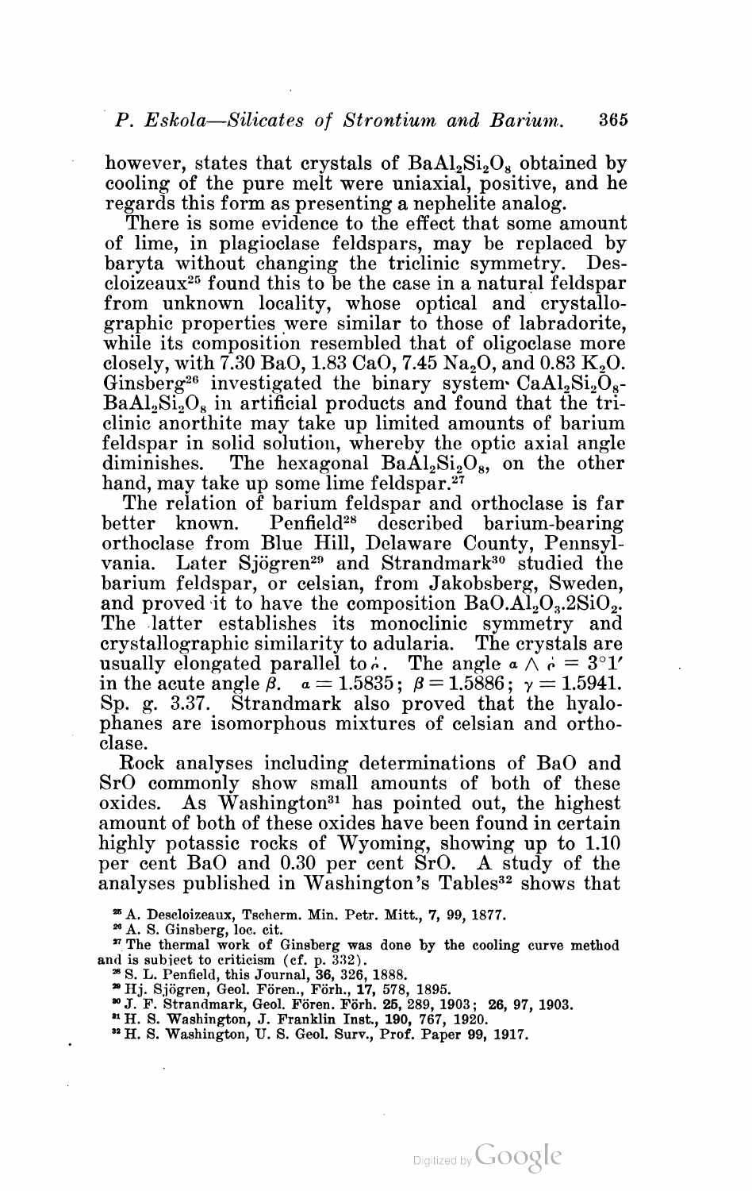however, states that crystals of $BaAl_2Si_2O_8$ obtained by cooling of the pure melt were uniaxial, positive, and he regards this form as presenting a nephelite analog.

There is some evidence to the effect that some amount of lime, in plagioclase feldspars, may be replaced by baryta without changing the triclinic symmetry. Descloizeaux[25] found this to be the case in a natural feldspar from unknown locality, whose optical and crystallographic properties were similar to those of labradorite, while its composition resembled that of oligoclase more closely, with 7.30 BaO, 1.83 CaO, 7.45 $Na_2O$, and 0.83 $K_2O$. Ginsberg[26] investigated the binary system $CaAl_2Si_2O_8$-$BaAl_2Si_2O_8$ in artificial products and found that the triclinic anorthite may take up limited amounts of barium feldspar in solid solution, whereby the optic axial angle diminishes. The hexagonal $BaAl_2Si_2O_8$, on the other hand, may take up some lime feldspar.[27]

The relation of barium feldspar and orthoclase is far better known. Penfield[28] described barium-bearing orthoclase from Blue Hill, Delaware County, Pennsylvania. Later Sjögren[29] and Strandmark[30] studied the barium feldspar, or celsian, from Jakobsberg, Sweden, and proved it to have the composition $BaO.Al_2O_3.2SiO_2$. The latter establishes its monoclinic symmetry and crystallographic similarity to adularia. The crystals are usually elongated parallel to $\dot{c}$. The angle $\mathfrak{a} \wedge \dot{c} = 3°1'$ in the acute angle $\beta$. $\alpha = 1.5835$; $\beta = 1.5886$; $\gamma = 1.5941$. Sp. g. 3.37. Strandmark also proved that the hyalophanes are isomorphous mixtures of celsian and orthoclase.

Rock analyses including determinations of BaO and SrO commonly show small amounts of both of these oxides. As Washington[31] has pointed out, the highest amount of both of these oxides have been found in certain highly potassic rocks of Wyoming, showing up to 1.10 per cent BaO and 0.30 per cent SrO. A study of the analyses published in Washington's Tables[32] shows that

[25] A. Descloizeaux, Tscherm. Min. Petr. Mitt., 7, 99, 1877.

[26] A. S. Ginsberg, loc. cit.

[27] The thermal work of Ginsberg was done by the cooling curve method and is subject to criticism (cf. p. 332).

[28] S. L. Penfield, this Journal, 36, 326, 1888.

[29] Hj. Sjögren, Geol. Fören., Förh., 17, 578, 1895.

[30] J. F. Strandmark, Geol. Fören. Förh. 25, 289, 1903; 26, 97, 1903.

[31] H. S. Washington, J. Franklin Inst., 190, 767, 1920.

[32] H. S. Washington, U. S. Geol. Surv., Prof. Paper 99, 1917.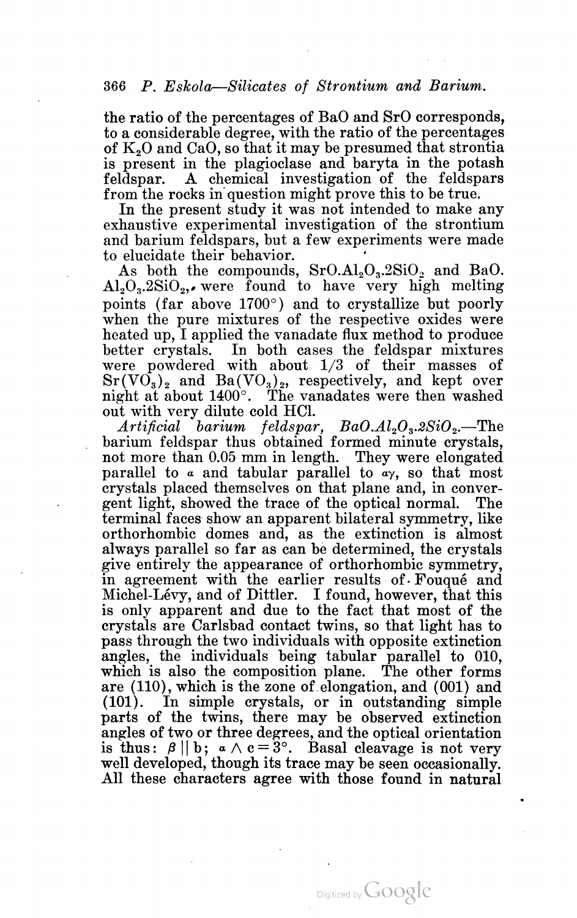the ratio of the percentages of BaO and SrO corresponds, to a considerable degree, with the ratio of the percentages of $K_2O$ and CaO, so that it may be presumed that strontia is present in the plagioclase and baryta in the potash feldspar. A chemical investigation of the feldspars from the rocks in question might prove this to be true.

In the present study it was not intended to make any exhaustive experimental investigation of the strontium and barium feldspars, but a few experiments were made to elucidate their behavior.

As both the compounds, $SrO.Al_2O_3.2SiO_2$ and $BaO.Al_2O_3.2SiO_2$, were found to have very high melting points (far above 1700°) and to crystallize but poorly when the pure mixtures of the respective oxides were heated up, I applied the vanadate flux method to produce better crystals. In both cases the feldspar mixtures were powdered with about 1/3 of their masses of $Sr(VO_3)_2$ and $Ba(VO_3)_2$, respectively, and kept over night at about 1400°. The vanadates were then washed out with very dilute cold HCl.

*Artificial barium feldspar*, $BaO.Al_2O_3.2SiO_2$.—The barium feldspar thus obtained formed minute crystals, not more than 0.05 mm in length. They were elongated parallel to $\alpha$ and tabular parallel to $\alpha\gamma$, so that most crystals placed themselves on that plane and, in convergent light, showed the trace of the optical normal. The terminal faces show an apparent bilateral symmetry, like orthorhombic domes and, as the extinction is almost always parallel so far as can be determined, the crystals give entirely the appearance of orthorhombic symmetry, in agreement with the earlier results of Fouqué and Michel-Lévy, and of Dittler. I found, however, that this is only apparent and due to the fact that most of the crystals are Carlsbad contact twins, so that light has to pass through the two individuals with opposite extinction angles, the individuals being tabular parallel to 010, which is also the composition plane. The other forms are (110), which is the zone of elongation, and (001) and (101). In simple crystals, or in outstanding simple parts of the twins, there may be observed extinction angles of two or three degrees, and the optical orientation is thus: $\beta \parallel b$; $\alpha \wedge c = 3°$. Basal cleavage is not very well developed, though its trace may be seen occasionally. All these characters agree with those found in natural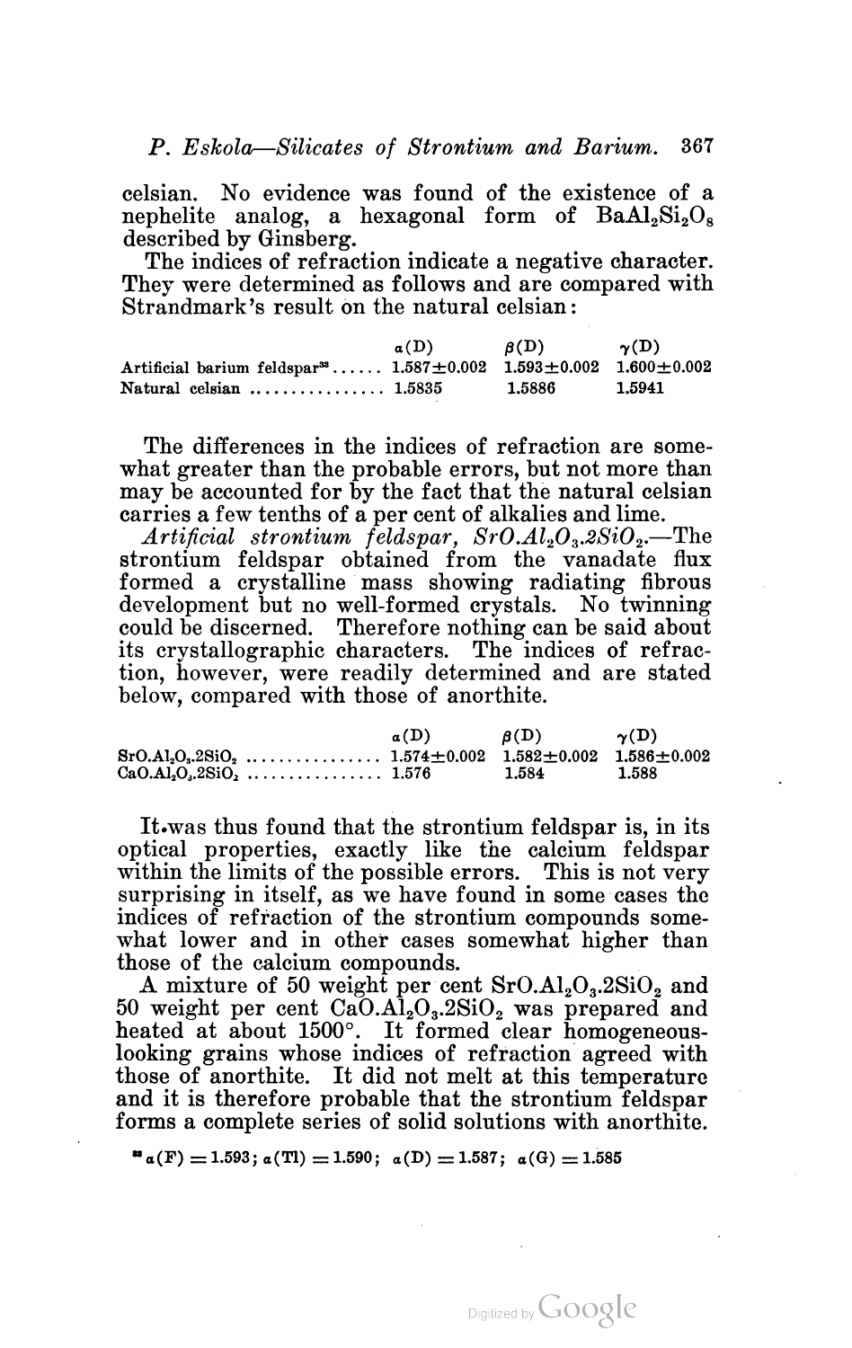celsian. No evidence was found of the existence of a nephelite analog, a hexagonal form of $BaAl_2Si_2O_8$ described by Ginsberg.

The indices of refraction indicate a negative character. They were determined as follows and are compared with Strandmark's result on the natural celsian:

| | α(D) | β(D) | γ(D) |
|---|---|---|---|
| Artificial barium feldspar[33] | 1.587±0.002 | 1.593±0.002 | 1.600±0.002 |
| Natural celsian | 1.5835 | 1.5886 | 1.5941 |

The differences in the indices of refraction are somewhat greater than the probable errors, but not more than may be accounted for by the fact that the natural celsian carries a few tenths of a per cent of alkalies and lime.

*Artificial strontium feldspar, $SrO.Al_2O_3.2SiO_2$.*—The strontium feldspar obtained from the vanadate flux formed a crystalline mass showing radiating fibrous development but no well-formed crystals. No twinning could be discerned. Therefore nothing can be said about its crystallographic characters. The indices of refraction, however, were readily determined and are stated below, compared with those of anorthite.

| | α(D) | β(D) | γ(D) |
|---|---|---|---|
| $SrO.Al_2O_3.2SiO_2$ | 1.574±0.002 | 1.582±0.002 | 1.586±0.002 |
| $CaO.Al_2O_3.2SiO_2$ | 1.576 | 1.584 | 1.588 |

It was thus found that the strontium feldspar is, in its optical properties, exactly like the calcium feldspar within the limits of the possible errors. This is not very surprising in itself, as we have found in some cases the indices of refraction of the strontium compounds somewhat lower and in other cases somewhat higher than those of the calcium compounds.

A mixture of 50 weight per cent $SrO.Al_2O_3.2SiO_2$ and 50 weight per cent $CaO.Al_2O_3.2SiO_2$ was prepared and heated at about 1500°. It formed clear homogeneous-looking grains whose indices of refraction agreed with those of anorthite. It did not melt at this temperature and it is therefore probable that the strontium feldspar forms a complete series of solid solutions with anorthite.

[33] α(F) = 1.593; α(Tl) = 1.590; α(D) = 1.587; α(G) = 1.585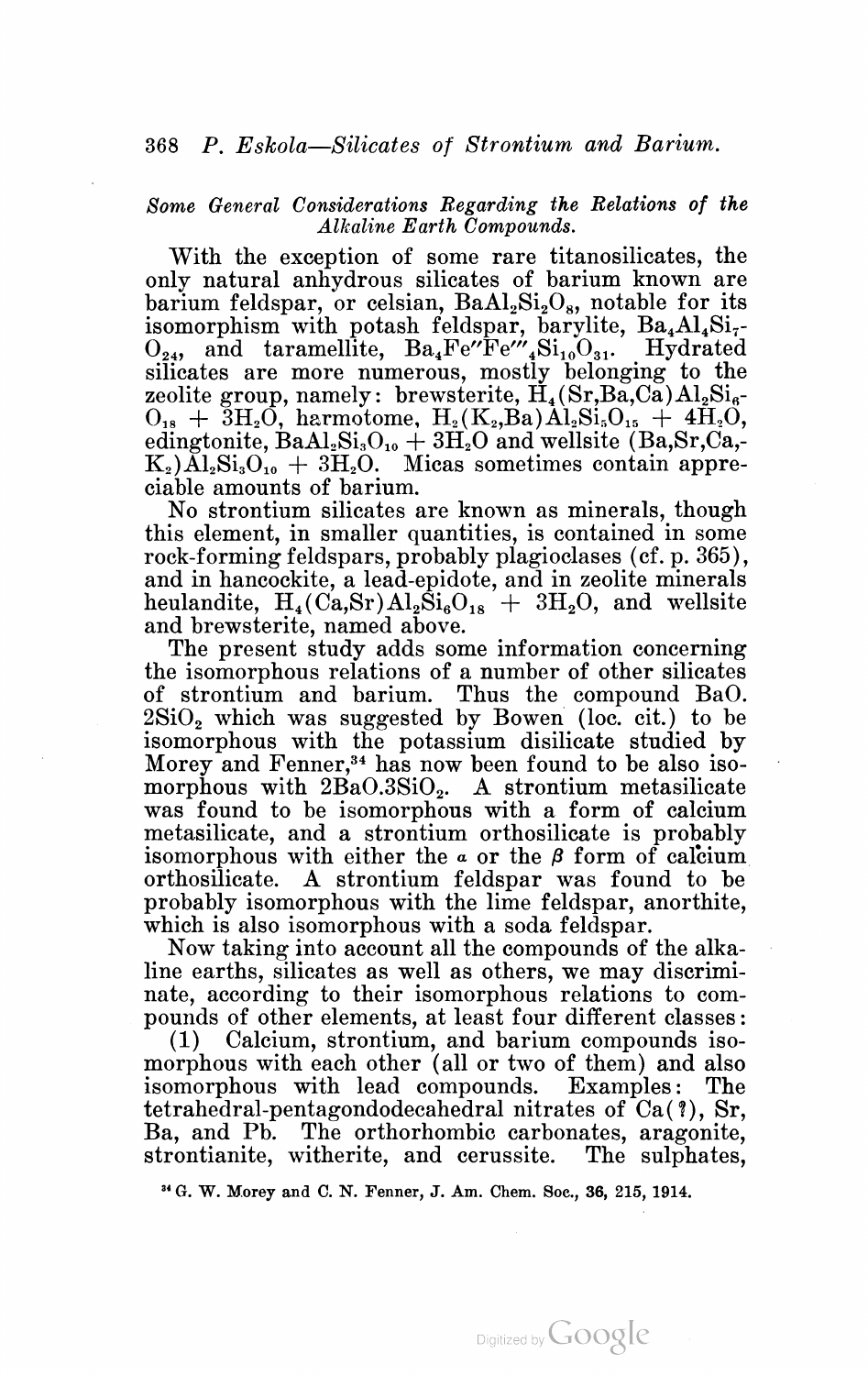### *Some General Considerations Regarding the Relations of the Alkaline Earth Compounds.*

With the exception of some rare titanosilicates, the only natural anhydrous silicates of barium known are barium feldspar, or celsian, $BaAl_2Si_2O_8$, notable for its isomorphism with potash feldspar, barylite, $Ba_4Al_4Si_7O_{24}$, and taramellite, $Ba_4Fe''Fe'''_4Si_{10}O_{31}$. Hydrated silicates are more numerous, mostly belonging to the zeolite group, namely: brewsterite, $H_4(Sr,Ba,Ca)Al_2Si_6O_{18} + 3H_2O$, harmotome, $H_2(K_2,Ba)Al_2Si_5O_{15} + 4H_2O$, edingtonite, $BaAl_2Si_3O_{10} + 3H_2O$ and wellsite $(Ba,Sr,Ca,K_2)Al_2Si_3O_{10} + 3H_2O$. Micas sometimes contain appreciable amounts of barium.

No strontium silicates are known as minerals, though this element, in smaller quantities, is contained in some rock-forming feldspars, probably plagioclases (cf. p. 365), and in hancockite, a lead-epidote, and in zeolite minerals heulandite, $H_4(Ca,Sr)Al_2Si_6O_{18} + 3H_2O$, and wellsite and brewsterite, named above.

The present study adds some information concerning the isomorphous relations of a number of other silicates of strontium and barium. Thus the compound $BaO.2SiO_2$ which was suggested by Bowen (loc. cit.) to be isomorphous with the potassium disilicate studied by Morey and Fenner,[34] has now been found to be also isomorphous with $2BaO.3SiO_2$. A strontium metasilicate was found to be isomorphous with a form of calcium metasilicate, and a strontium orthosilicate is probably isomorphous with either the $\alpha$ or the $\beta$ form of calcium orthosilicate. A strontium feldspar was found to be probably isomorphous with the lime feldspar, anorthite, which is also isomorphous with a soda feldspar.

Now taking into account all the compounds of the alkaline earths, silicates as well as others, we may discriminate, according to their isomorphous relations to compounds of other elements, at least four different classes:

(1) Calcium, strontium, and barium compounds isomorphous with each other (all or two of them) and also isomorphous with lead compounds. Examples: The tetrahedral-pentagondodecahedral nitrates of Ca(?), Sr, Ba, and Pb. The orthorhombic carbonates, aragonite, strontianite, witherite, and cerussite. The sulphates,

[34] G. W. Morey and C. N. Fenner, J. Am. Chem. Soc., 36, 215, 1914.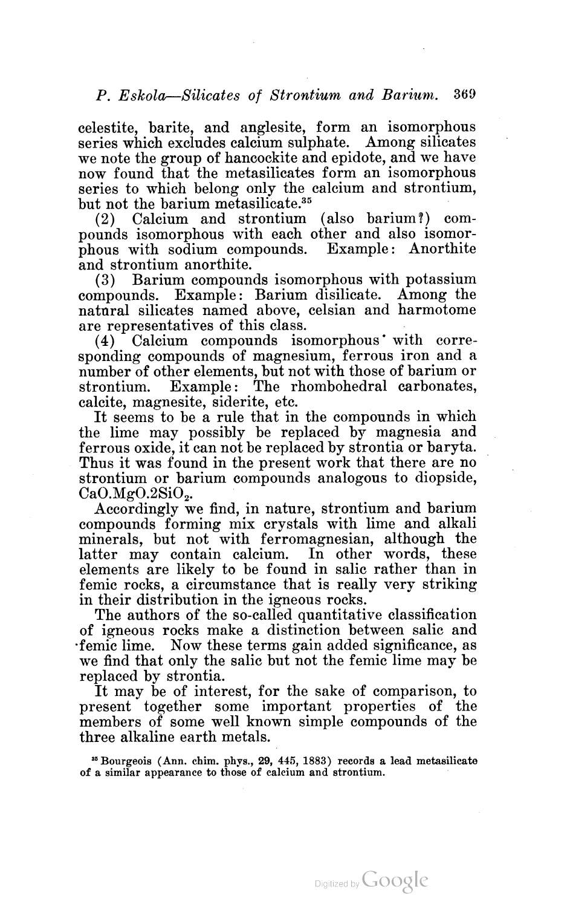celestite, barite, and anglesite, form an isomorphous series which excludes calcium sulphate. Among silicates we note the group of hancockite and epidote, and we have now found that the metasilicates form an isomorphous series to which belong only the calcium and strontium, but not the barium metasilicate.[35]

(2) Calcium and strontium (also barium?) compounds isomorphous with each other and also isomorphous with sodium compounds. Example: Anorthite and strontium anorthite.

(3) Barium compounds isomorphous with potassium compounds. Example: Barium disilicate. Among the natural silicates named above, celsian and harmotome are representatives of this class.

(4) Calcium compounds isomorphous with corresponding compounds of magnesium, ferrous iron and a number of other elements, but not with those of barium or strontium. Example: The rhombohedral carbonates, calcite, magnesite, siderite, etc.

It seems to be a rule that in the compounds in which the lime may possibly be replaced by magnesia and ferrous oxide, it can not be replaced by strontia or baryta. Thus it was found in the present work that there are no strontium or barium compounds analogous to diopside, $CaO.MgO.2SiO_2$.

Accordingly we find, in nature, strontium and barium compounds forming mix crystals with lime and alkali minerals, but not with ferromagnesian, although the latter may contain calcium. In other words, these elements are likely to be found in salic rather than in femic rocks, a circumstance that is really very striking in their distribution in the igneous rocks.

The authors of the so-called quantitative classification of igneous rocks make a distinction between salic and femic lime. Now these terms gain added significance, as we find that only the salic but not the femic lime may be replaced by strontia.

It may be of interest, for the sake of comparison, to present together some important properties of the members of some well known simple compounds of the three alkaline earth metals.

[35] Bourgeois (Ann. chim. phys., 29, 445, 1883) records a lead metasilicate of a similar appearance to those of calcium and strontium.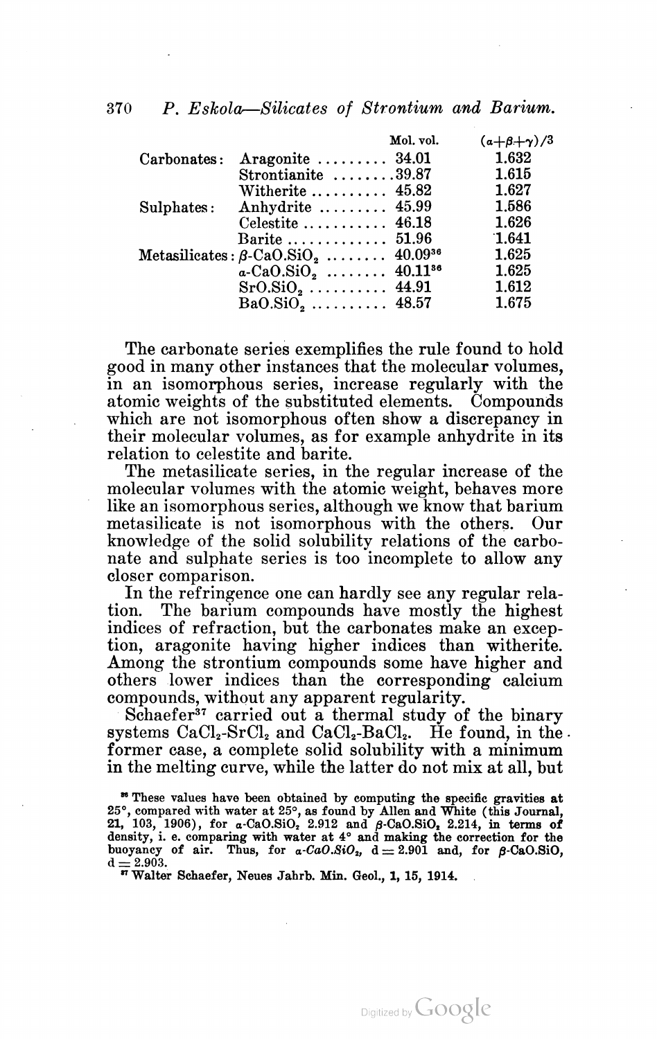| | | Mol. vol. | $(\alpha+\beta+\gamma)/3$ |
|---|---|---|---|
| Carbonates: | Aragonite | 34.01 | 1.632 |
| | Strontianite | 39.87 | 1.615 |
| | Witherite | 45.82 | 1.627 |
| Sulphates: | Anhydrite | 45.99 | 1.586 |
| | Celestite | 46.18 | 1.626 |
| | Barite | 51.96 | 1.641 |
| Metasilicates: | $\beta$-$CaO.SiO_2$ | 40.09[36] | 1.625 |
| | $\alpha$-$CaO.SiO_2$ | 40.11[36] | 1.625 |
| | $SrO.SiO_2$ | 44.91 | 1.612 |
| | $BaO.SiO_2$ | 48.57 | 1.675 |

The carbonate series exemplifies the rule found to hold good in many other instances that the molecular volumes, in an isomorphous series, increase regularly with the atomic weights of the substituted elements. Compounds which are not isomorphous often show a discrepancy in their molecular volumes, as for example anhydrite in its relation to celestite and barite.

The metasilicate series, in the regular increase of the molecular volumes with the atomic weight, behaves more like an isomorphous series, although we know that barium metasilicate is not isomorphous with the others. Our knowledge of the solid solubility relations of the carbonate and sulphate series is too incomplete to allow any closer comparison.

In the refringence one can hardly see any regular relation. The barium compounds have mostly the highest indices of refraction, but the carbonates make an exception, aragonite having higher indices than witherite. Among the strontium compounds some have higher and others lower indices than the corresponding calcium compounds, without any apparent regularity.

Schaefer[37] carried out a thermal study of the binary systems $CaCl_2$-$SrCl_2$ and $CaCl_2$-$BaCl_2$. He found, in the former case, a complete solid solubility with a minimum in the melting curve, while the latter do not mix at all, but

[36] These values have been obtained by computing the specific gravities at 25°, compared with water at 25°, as found by Allen and White (this Journal, 21, 103, 1906), for $\alpha$-$CaO.SiO_2$ 2.912 and $\beta$-$CaO.SiO_2$ 2.214, in terms of density, i. e. comparing with water at 4° and making the correction for the buoyancy of air. Thus, for $\alpha$-*CaO.SiO*$_2$, $d = 2.901$ and, for $\beta$-CaO.SiO, $d = 2.903$.

[37] Walter Schaefer, Neues Jahrb. Min. Geol., 1, 15, 1914.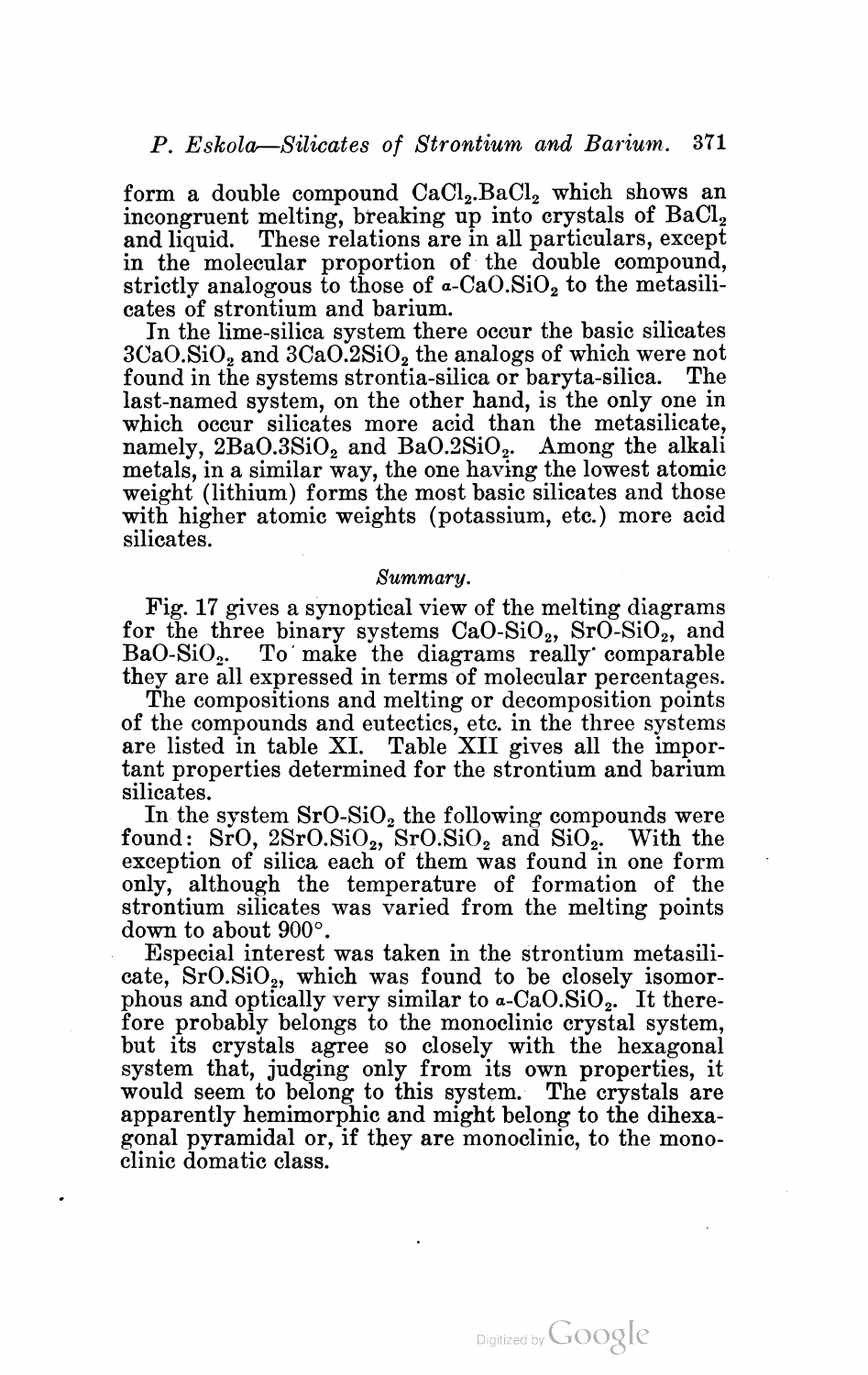form a double compound $CaCl_2.BaCl_2$ which shows an incongruent melting, breaking up into crystals of $BaCl_2$ and liquid. These relations are in all particulars, except in the molecular proportion of the double compound, strictly analogous to those of $\alpha$-$CaO.SiO_2$ to the metasilicates of strontium and barium.

In the lime-silica system there occur the basic silicates $3CaO.SiO_2$ and $3CaO.2SiO_2$ the analogs of which were not found in the systems strontia-silica or baryta-silica. The last-named system, on the other hand, is the only one in which occur silicates more acid than the metasilicate, namely, $2BaO.3SiO_2$ and $BaO.2SiO_2$. Among the alkali metals, in a similar way, the one having the lowest atomic weight (lithium) forms the most basic silicates and those with higher atomic weights (potassium, etc.) more acid silicates.

### *Summary.*

Fig. 17 gives a synoptical view of the melting diagrams for the three binary systems $CaO$-$SiO_2$, $SrO$-$SiO_2$, and $BaO$-$SiO_2$. To make the diagrams really comparable they are all expressed in terms of molecular percentages.

The compositions and melting or decomposition points of the compounds and eutectics, etc. in the three systems are listed in table XI. Table XII gives all the important properties determined for the strontium and barium silicates.

In the system $SrO$-$SiO_2$ the following compounds were found: $SrO$, $2SrO.SiO_2$, $SrO.SiO_2$ and $SiO_2$. With the exception of silica each of them was found in one form only, although the temperature of formation of the strontium silicates was varied from the melting points down to about 900°.

Especial interest was taken in the strontium metasilicate, $SrO.SiO_2$, which was found to be closely isomorphous and optically very similar to $\alpha$-$CaO.SiO_2$. It therefore probably belongs to the monoclinic crystal system, but its crystals agree so closely with the hexagonal system that, judging only from its own properties, it would seem to belong to this system. The crystals are apparently hemimorphic and might belong to the dihexagonal pyramidal or, if they are monoclinic, to the monoclinic domatic class.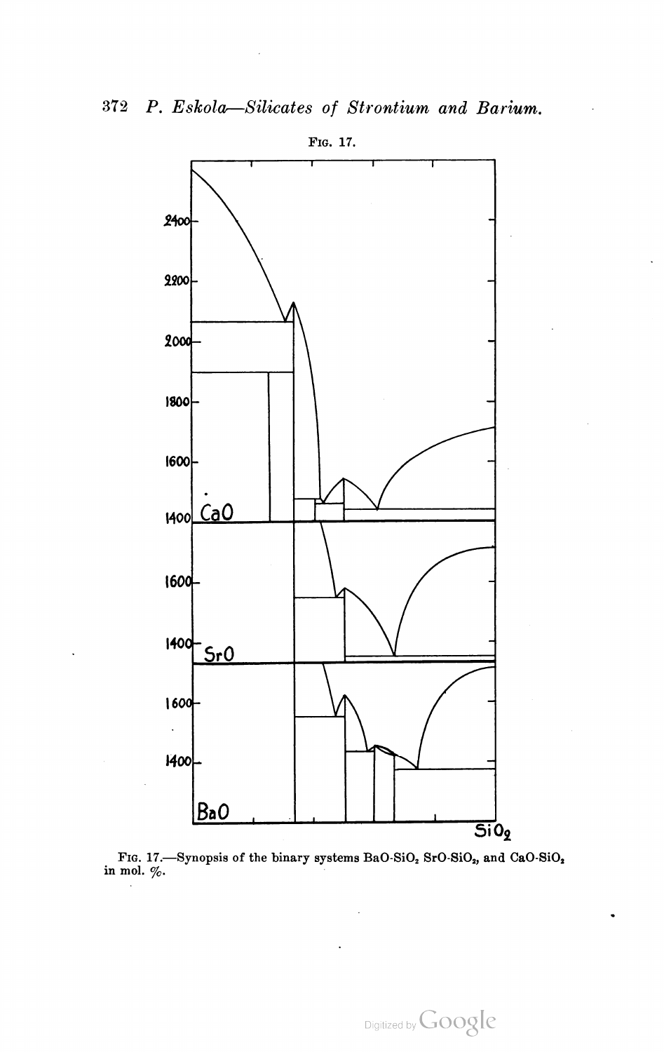Fig. 17.

Fig. 17.—Synopsis of the binary systems $BaO-SiO_2$ $SrO-SiO_2$, and $CaO-SiO_2$ in mol. %.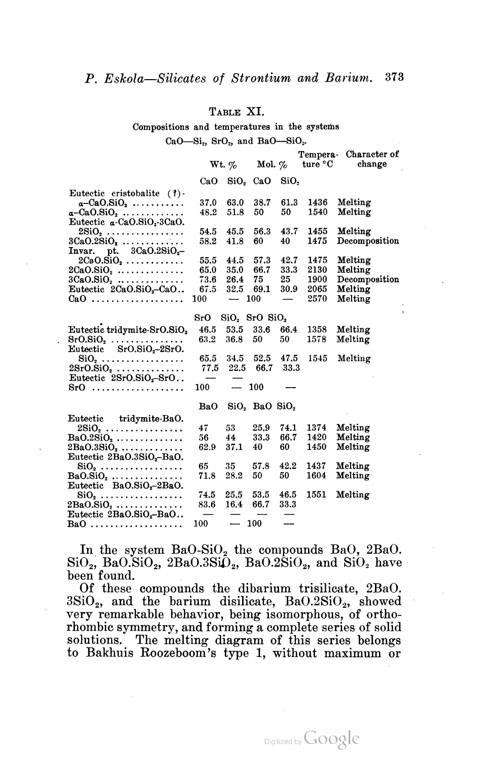## TABLE XI.

Compositions and temperatures in the systems

$CaO—Si_2$, $SrO_2$, and $BaO—SiO_2$.

| | Wt. % | | Mol. % | | Temperature °C | Character of change |
|---|---|---|---|---|---|---|
| | CaO | $SiO_2$ | CaO | $SiO_2$ | | |
| Eutectic cristobalite (?)-$\alpha$-$CaO.SiO_2$ | 37.0 | 63.0 | 38.7 | 61.3 | 1436 | Melting |
| $\alpha$-$CaO.SiO_2$ | 48.2 | 51.8 | 50 | 50 | 1540 | Melting |
| Eutectic $\alpha$-$CaO.SiO_2$-$3CaO.2SiO_2$ | 54.5 | 45.5 | 56.3 | 43.7 | 1455 | Melting |
| $3CaO.2SiO_2$ | 58.2 | 41.8 | 60 | 40 | 1475 | Decomposition |
| Invar. pt. $3CaO.2SiO_2$–$2CaO.SiO_2$ | 55.5 | 44.5 | 57.3 | 42.7 | 1475 | Melting |
| $2CaO.SiO_2$ | 65.0 | 35.0 | 66.7 | 33.3 | 2130 | Melting |
| $3CaO.SiO_2$ | 73.6 | 26.4 | 75 | 25 | 1900 | Decomposition |
| Eutectic $2CaO.SiO_2$–CaO | 67.5 | 32.5 | 69.1 | 30.9 | 2065 | Melting |
| CaO | 100 | — | 100 | — | 2570 | Melting |
| | SrO | $SiO_2$ | SrO | $SiO_2$ | | |
| Eutectic tridymite-$SrO.SiO_2$ | 46.5 | 53.5 | 33.6 | 66.4 | 1358 | Melting |
| $SrO.SiO_2$ | 63.2 | 36.8 | 50 | 50 | 1578 | Melting |
| Eutectic $SrO.SiO_2$–$2SrO.SiO_2$ | 65.5 | 34.5 | 52.5 | 47.5 | 1545 | Melting |
| $2SrO.SiO_2$ | 77.5 | 22.5 | 66.7 | 33.3 | | |
| Eutectic $2SrO.SiO_2$–SrO | — | — | | | | |
| SrO | 100 | — | 100 | — | | |
| | BaO | $SiO_2$ | BaO | $SiO_2$ | | |
| Eutectic tridymite-$BaO.2SiO_2$ | 47 | 53 | 25.9 | 74.1 | 1374 | Melting |
| $BaO.2SiO_2$ | 56 | 44 | 33.3 | 66.7 | 1420 | Melting |
| $2BaO.3SiO_2$ | 62.9 | 37.1 | 40 | 60 | 1450 | Melting |
| Eutectic $2BaO.3SiO_2$–$BaO.SiO_2$ | 65 | 35 | 57.8 | 42.2 | 1437 | Melting |
| $BaO.SiO_2$ | 71.8 | 28.2 | 50 | 50 | 1604 | Melting |
| Eutectic $BaO.SiO_2$–$2BaO.SiO_2$ | 74.5 | 25.5 | 53.5 | 46.5 | 1551 | Melting |
| $2BaO.SiO_2$ | 83.6 | 16.4 | 66.7 | 33.3 | | |
| Eutectic $2BaO.SiO_2$–BaO | — | — | — | — | | |
| BaO | 100 | — | 100 | — | | |

In the system $BaO$-$SiO_2$ the compounds BaO, $2BaO.SiO_2$, $BaO.SiO_2$, $2BaO.3SiO_2$, $BaO.2SiO_2$, and $SiO_2$ have been found.

Of these compounds the dibarium trisilicate, $2BaO.3SiO_2$, and the barium disilicate, $BaO.2SiO_2$, showed very remarkable behavior, being isomorphous, of orthorhombic symmetry, and forming a complete series of solid solutions. The melting diagram of this series belongs to Bakhuis Roozeboom's type 1, without maximum or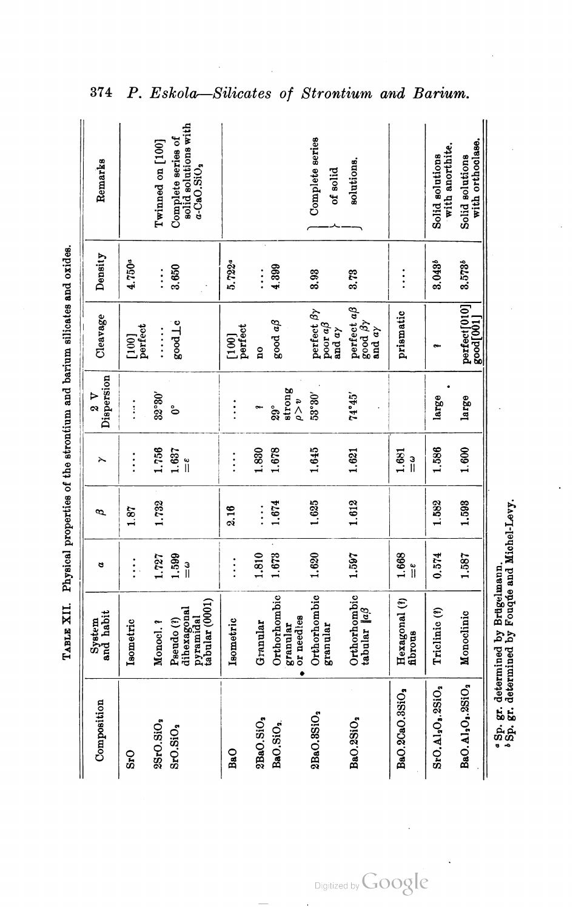TABLE XII. Physical properties of the strontium and barium silicates and oxides.

| Composition | System and habit | α | β | γ | 2 V Dispersion | Cleavage | Density | Remarks |
|---|---|---|---|---|---|---|---|---|
| SrO | Isometric | .... | 1.87 | .... | .... | [100] perfect | 4.750[a] | |
| 2SrO.SiO$_2$ | Monocl. ? | 1.727 | 1.732 | 1.756 | 32°30′ | ...... | .... | Twinned on [100] |
| SrO.SiO$_2$ | Pseudo (?) dihexagonal pyramidal tabular (0001) | 1.599 =ω | | 1.637 =ε | 0° | good ⊥ c | 3.650 | Complete series of solid solutions with α-CaO.SiO$_2$ |
| BaO | Isometric | .... | 2.16 | .... | .... | [100] perfect | 5.722[a] | |
| 2BaO.SiO$_2$ | Granular | 1.810 | .... | 1.830 | ? | no | .... | |
| BaO.SiO$_2$ | Orthorhombic granular or needles | 1.673 | 1.674 | 1.678 | 29° strong ρ > v | good αβ | 4.399 | |
| 2BaO.3SiO$_2$ | Orthorhombic granular | 1.620 | 1.625 | 1.645 | 53°30′ | perfect βγ poor αβ and αγ | 3.93 | Complete series of solid solutions. |
| BaO.2SiO$_2$ | Orthorhombic tabular ‖ αβ | 1.597 | 1.612 | 1.621 | 74°45′ | perfect αβ good βγ and αγ | 3.73 | |
| BaO.2CaO.3SiO$_2$ | Hexagonal (?) fibrous | 1.668 =ε | | 1.681 =ω | | prismatic | .... | |
| SrO.Al$_2$O$_3$.2SiO$_2$ | Triclinic (?) | 0.574 | 1.582 | 1.586 | large | ? | 3.043[b] | Solid solutions with anorthite. |
| BaO.Al$_2$O$_3$.2SiO$_2$ | Monoclinic | 1.587 | 1.593 | 1.600 | large | perfect [010] good [001] | 3.573[b] | Solid solutions with orthoclase. |

[a] Sp. gr. determined by Brügelmann.
[b] Sp. gr. determined by Fouqúe and Michel-Levy.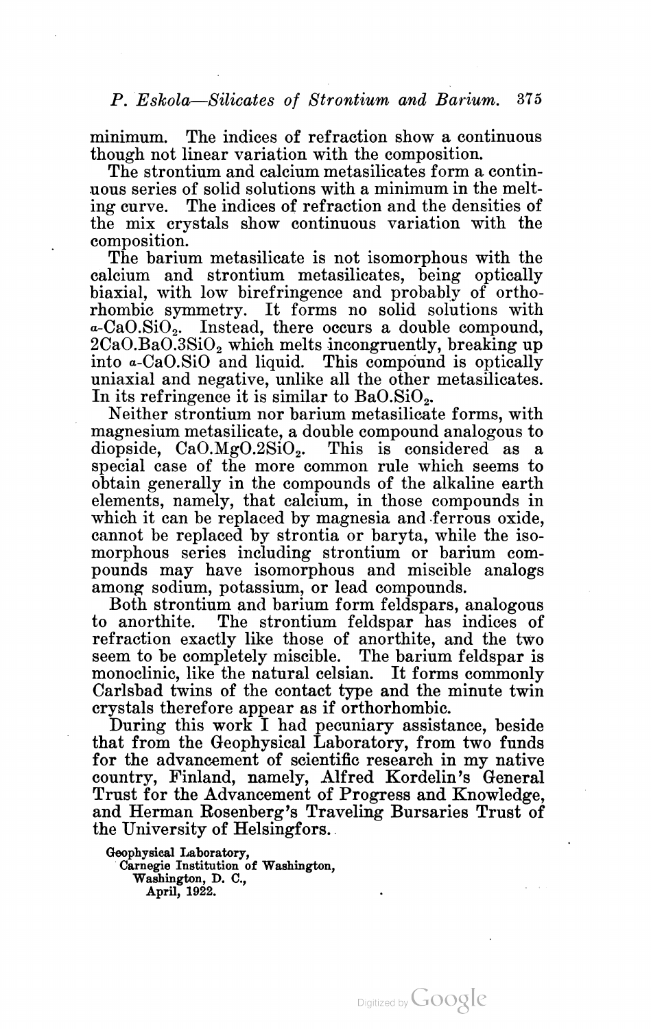minimum. The indices of refraction show a continuous though not linear variation with the composition.

The strontium and calcium metasilicates form a continuous series of solid solutions with a minimum in the melting curve. The indices of refraction and the densities of the mix crystals show continuous variation with the composition.

The barium metasilicate is not isomorphous with the calcium and strontium metasilicates, being optically biaxial, with low birefringence and probably of orthorhombic symmetry. It forms no solid solutions with $\alpha$-$CaO.SiO_2$. Instead, there occurs a double compound, $2CaO.BaO.3SiO_2$ which melts incongruently, breaking up into $\alpha$-$CaO.SiO$ and liquid. This compound is optically uniaxial and negative, unlike all the other metasilicates. In its refringence it is similar to $BaO.SiO_2$.

Neither strontium nor barium metasilicate forms, with magnesium metasilicate, a double compound analogous to diopside, $CaO.MgO.2SiO_2$. This is considered as a special case of the more common rule which seems to obtain generally in the compounds of the alkaline earth elements, namely, that calcium, in those compounds in which it can be replaced by magnesia and ferrous oxide, cannot be replaced by strontia or baryta, while the isomorphous series including strontium or barium compounds may have isomorphous and miscible analogs among sodium, potassium, or lead compounds.

Both strontium and barium form feldspars, analogous to anorthite. The strontium feldspar has indices of refraction exactly like those of anorthite, and the two seem to be completely miscible. The barium feldspar is monoclinic, like the natural celsian. It forms commonly Carlsbad twins of the contact type and the minute twin crystals therefore appear as if orthorhombic.

During this work I had pecuniary assistance, beside that from the Geophysical Laboratory, from two funds for the advancement of scientific research in my native country, Finland, namely, Alfred Kordelin's General Trust for the Advancement of Progress and Knowledge, and Herman Rosenberg's Traveling Bursaries Trust of the University of Helsingfors.

Geophysical Laboratory,
Carnegie Institution of Washington,
Washington, D. C.,
April, 1922.